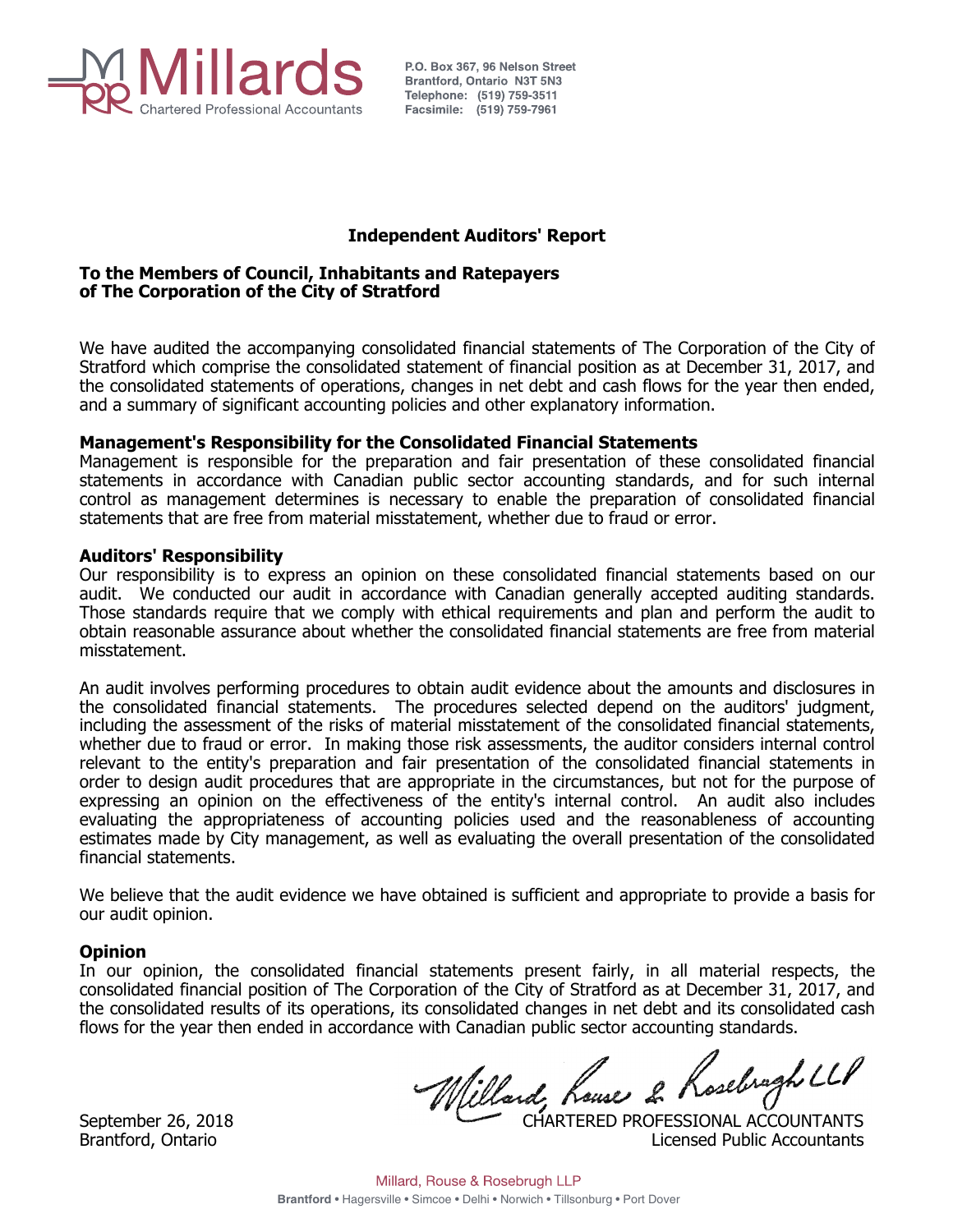Millards
Chartered Professional Accountants

P.O. Box 367, 96 Nelson Street
Brantford, Ontario N3T 5N3
Telephone: (519) 759-3511
Facsimile: (519) 759-7961

# Independent Auditors' Report

**To the Members of Council, Inhabitants and Ratepayers of The Corporation of the City of Stratford**

We have audited the accompanying consolidated financial statements of The Corporation of the City of Stratford which comprise the consolidated statement of financial position as at December 31, 2017, and the consolidated statements of operations, changes in net debt and cash flows for the year then ended, and a summary of significant accounting policies and other explanatory information.

**Management's Responsibility for the Consolidated Financial Statements**
Management is responsible for the preparation and fair presentation of these consolidated financial statements in accordance with Canadian public sector accounting standards, and for such internal control as management determines is necessary to enable the preparation of consolidated financial statements that are free from material misstatement, whether due to fraud or error.

**Auditors' Responsibility**
Our responsibility is to express an opinion on these consolidated financial statements based on our audit. We conducted our audit in accordance with Canadian generally accepted auditing standards. Those standards require that we comply with ethical requirements and plan and perform the audit to obtain reasonable assurance about whether the consolidated financial statements are free from material misstatement.

An audit involves performing procedures to obtain audit evidence about the amounts and disclosures in the consolidated financial statements. The procedures selected depend on the auditors' judgment, including the assessment of the risks of material misstatement of the consolidated financial statements, whether due to fraud or error. In making those risk assessments, the auditor considers internal control relevant to the entity's preparation and fair presentation of the consolidated financial statements in order to design audit procedures that are appropriate in the circumstances, but not for the purpose of expressing an opinion on the effectiveness of the entity's internal control. An audit also includes evaluating the appropriateness of accounting policies used and the reasonableness of accounting estimates made by City management, as well as evaluating the overall presentation of the consolidated financial statements.

We believe that the audit evidence we have obtained is sufficient and appropriate to provide a basis for our audit opinion.

**Opinion**
In our opinion, the consolidated financial statements present fairly, in all material respects, the consolidated financial position of The Corporation of the City of Stratford as at December 31, 2017, and the consolidated results of its operations, its consolidated changes in net debt and its consolidated cash flows for the year then ended in accordance with Canadian public sector accounting standards.

*Millard, Rouse & Rosebrugh LLP*
CHARTERED PROFESSIONAL ACCOUNTANTS
Licensed Public Accountants

September 26, 2018
Brantford, Ontario

Millard, Rouse & Rosebrugh LLP
**Brantford** • Hagersville • Simcoe • Delhi • Norwich • Tillsonburg • Port Dover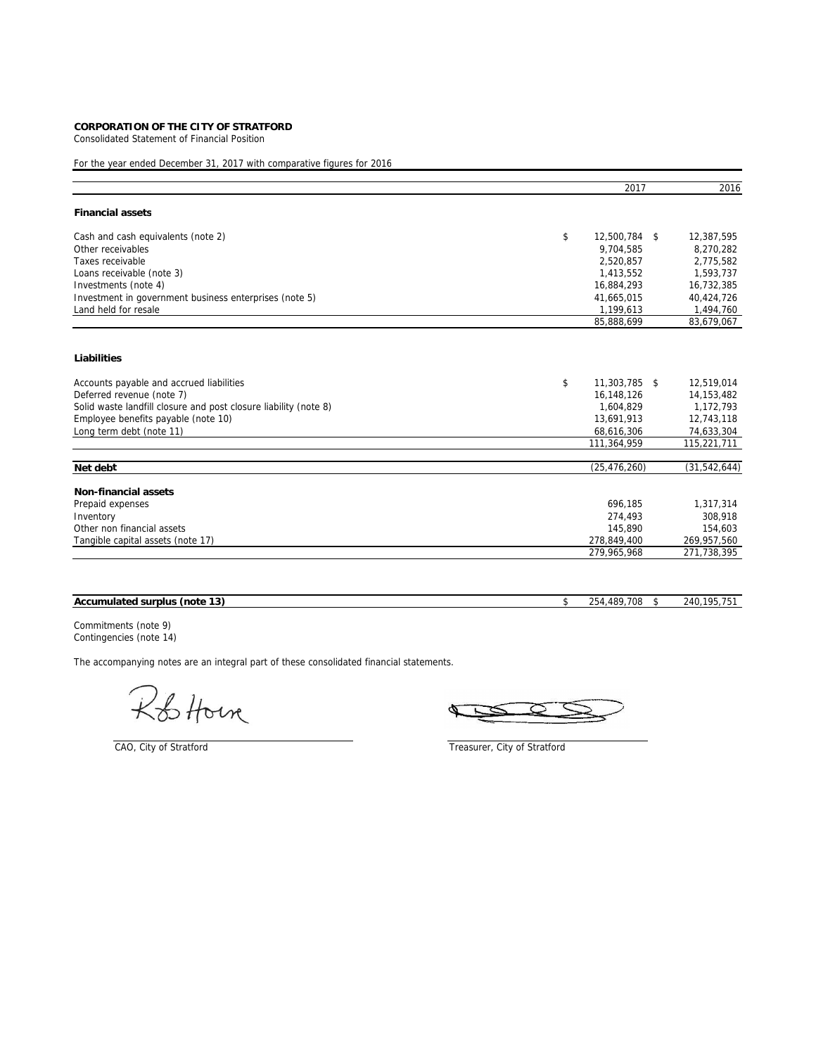**CORPORATION OF THE CITY OF STRATFORD**

Consolidated Statement of Financial Position

For the year ended December 31, 2017 with comparative figures for 2016

| | 2017 | 2016 |
|---|---|---|
| **Financial assets** | | |
| Cash and cash equivalents (note 2) | $ 12,500,784 | $ 12,387,595 |
| Other receivables | 9,704,585 | 8,270,282 |
| Taxes receivable | 2,520,857 | 2,775,582 |
| Loans receivable (note 3) | 1,413,552 | 1,593,737 |
| Investments (note 4) | 16,884,293 | 16,732,385 |
| Investment in government business enterprises (note 5) | 41,665,015 | 40,424,726 |
| Land held for resale | 1,199,613 | 1,494,760 |
| | 85,888,699 | 83,679,067 |
| **Liabilities** | | |
| Accounts payable and accrued liabilities | $ 11,303,785 | $ 12,519,014 |
| Deferred revenue (note 7) | 16,148,126 | 14,153,482 |
| Solid waste landfill closure and post closure liability (note 8) | 1,604,829 | 1,172,793 |
| Employee benefits payable (note 10) | 13,691,913 | 12,743,118 |
| Long term debt (note 11) | 68,616,306 | 74,633,304 |
| | 111,364,959 | 115,221,711 |
| **Net debt** | (25,476,260) | (31,542,644) |
| **Non-financial assets** | | |
| Prepaid expenses | 696,185 | 1,317,314 |
| Inventory | 274,493 | 308,918 |
| Other non financial assets | 145,890 | 154,603 |
| Tangible capital assets (note 17) | 278,849,400 | 269,957,560 |
| | 279,965,968 | 271,738,395 |
| **Accumulated surplus (note 13)** | $ 254,489,708 | $ 240,195,751 |

Commitments (note 9)
Contingencies (note 14)

The accompanying notes are an integral part of these consolidated financial statements.

CAO, City of Stratford

Treasurer, City of Stratford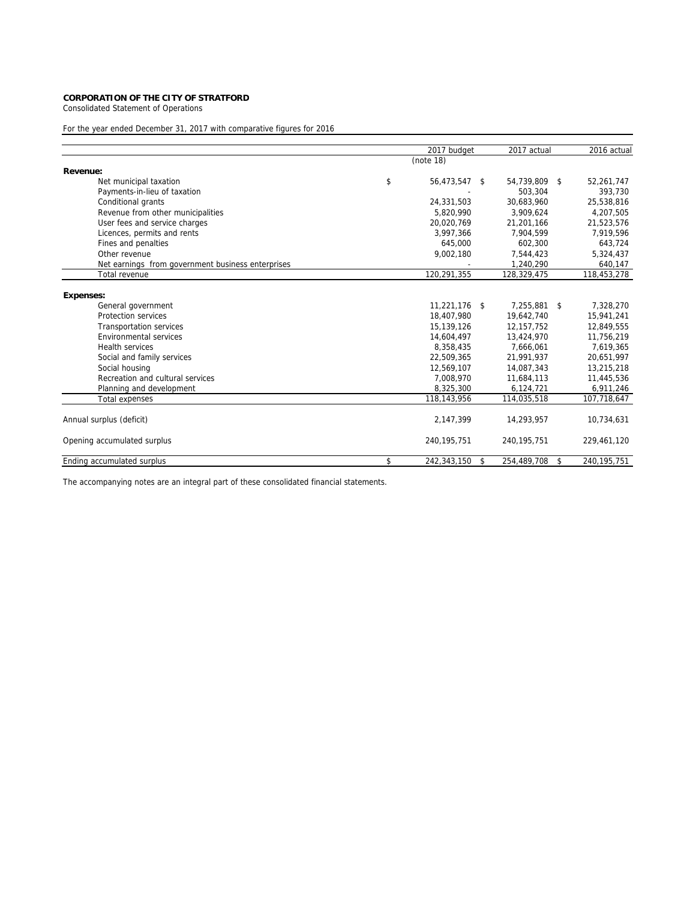**CORPORATION OF THE CITY OF STRATFORD**

Consolidated Statement of Operations

For the year ended December 31, 2017 with comparative figures for 2016

| | 2017 budget | 2017 actual | 2016 actual |
|---|---|---|---|
| | (note 18) | | |
| **Revenue:** | | | |
| Net municipal taxation | $ 56,473,547 | $ 54,739,809 | $ 52,261,747 |
| Payments-in-lieu of taxation | - | 503,304 | 393,730 |
| Conditional grants | 24,331,503 | 30,683,960 | 25,538,816 |
| Revenue from other municipalities | 5,820,990 | 3,909,624 | 4,207,505 |
| User fees and service charges | 20,020,769 | 21,201,166 | 21,523,576 |
| Licences, permits and rents | 3,997,366 | 7,904,599 | 7,919,596 |
| Fines and penalties | 645,000 | 602,300 | 643,724 |
| Other revenue | 9,002,180 | 7,544,423 | 5,324,437 |
| Net earnings from government business enterprises | - | 1,240,290 | 640,147 |
| Total revenue | 120,291,355 | 128,329,475 | 118,453,278 |
| **Expenses:** | | | |
| General government | 11,221,176 | $ 7,255,881 | $ 7,328,270 |
| Protection services | 18,407,980 | 19,642,740 | 15,941,241 |
| Transportation services | 15,139,126 | 12,157,752 | 12,849,555 |
| Environmental services | 14,604,497 | 13,424,970 | 11,756,219 |
| Health services | 8,358,435 | 7,666,061 | 7,619,365 |
| Social and family services | 22,509,365 | 21,991,937 | 20,651,997 |
| Social housing | 12,569,107 | 14,087,343 | 13,215,218 |
| Recreation and cultural services | 7,008,970 | 11,684,113 | 11,445,536 |
| Planning and development | 8,325,300 | 6,124,721 | 6,911,246 |
| Total expenses | 118,143,956 | 114,035,518 | 107,718,647 |
| Annual surplus (deficit) | 2,147,399 | 14,293,957 | 10,734,631 |
| Opening accumulated surplus | 240,195,751 | 240,195,751 | 229,461,120 |
| Ending accumulated surplus | $ 242,343,150 | $ 254,489,708 | $ 240,195,751 |

The accompanying notes are an integral part of these consolidated financial statements.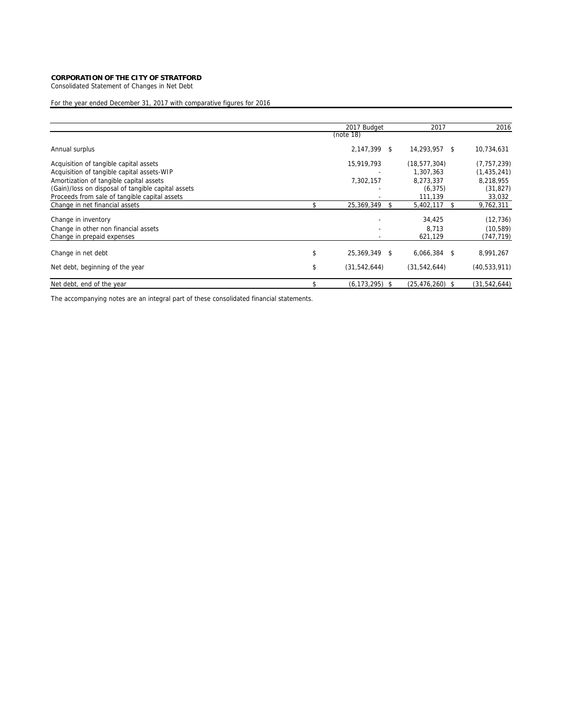**CORPORATION OF THE CITY OF STRATFORD**

Consolidated Statement of Changes in Net Debt

For the year ended December 31, 2017 with comparative figures for 2016

| | 2017 Budget (note 18) | 2017 | 2016 |
|---|---|---|---|
| Annual surplus | 2,147,399 | $ 14,293,957 | $ 10,734,631 |
| Acquisition of tangible capital assets | 15,919,793 | (18,577,304) | (7,757,239) |
| Acquisition of tangible capital assets-WIP | - | 1,307,363 | (1,435,241) |
| Amortization of tangible capital assets | 7,302,157 | 8,273,337 | 8,218,955 |
| (Gain)/loss on disposal of tangible capital assets | - | (6,375) | (31,827) |
| Proceeds from sale of tangible capital assets | - | 111,139 | 33,032 |
| Change in net financial assets | $ 25,369,349 | $ 5,402,117 | $ 9,762,311 |
| Change in inventory | - | 34,425 | (12,736) |
| Change in other non financial assets | - | 8,713 | (10,589) |
| Change in prepaid expenses | - | 621,129 | (747,719) |
| Change in net debt | $ 25,369,349 | $ 6,066,384 | $ 8,991,267 |
| Net debt, beginning of the year | $ (31,542,644) | (31,542,644) | (40,533,911) |
| Net debt, end of the year | $ (6,173,295) | $ (25,476,260) | $ (31,542,644) |

The accompanying notes are an integral part of these consolidated financial statements.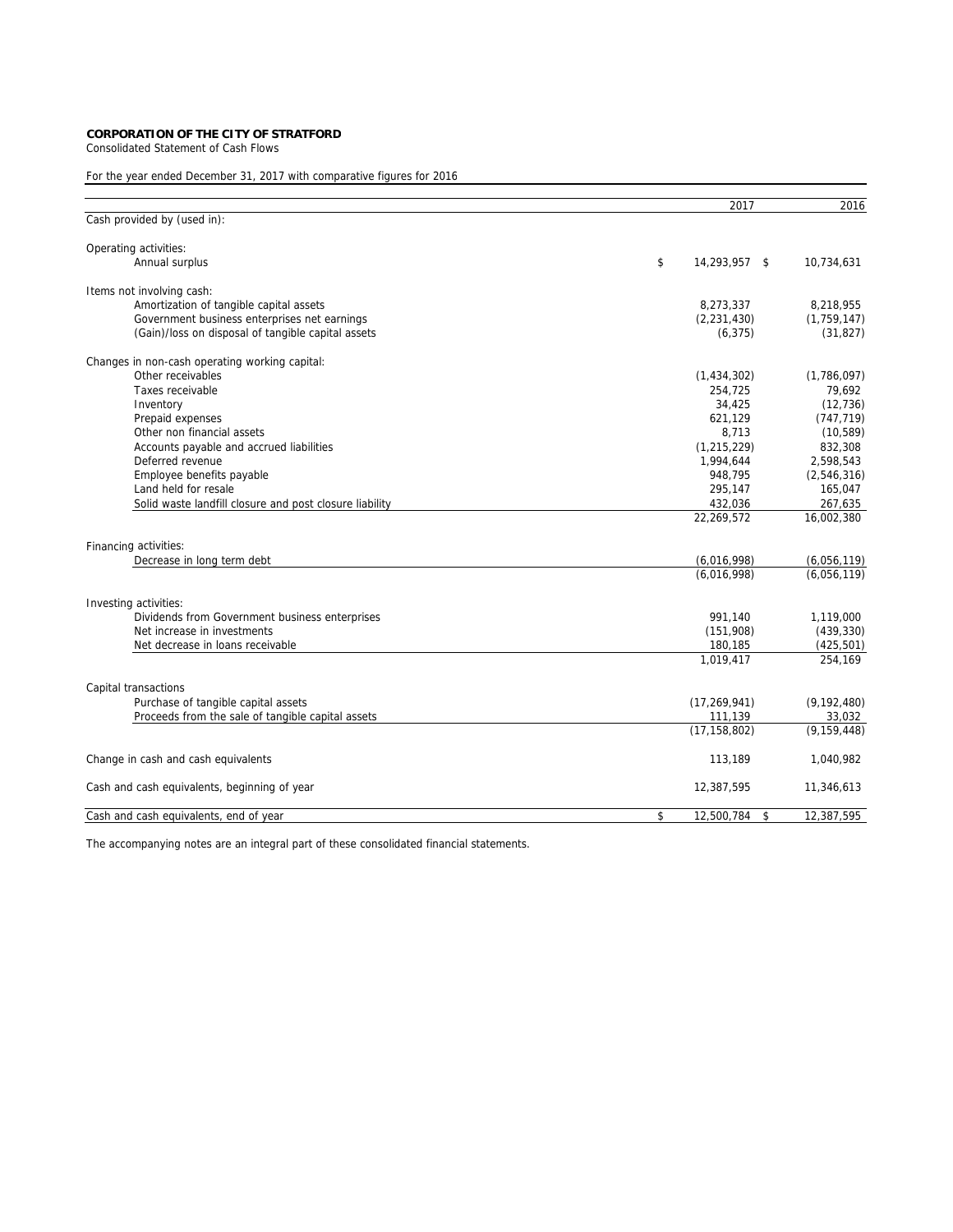**CORPORATION OF THE CITY OF STRATFORD**

Consolidated Statement of Cash Flows

For the year ended December 31, 2017 with comparative figures for 2016

| | 2017 | 2016 |
|---|---|---|
| Cash provided by (used in): | | |
| **Operating activities:** | | |
| Annual surplus | $ 14,293,957 | $ 10,734,631 |
| **Items not involving cash:** | | |
| Amortization of tangible capital assets | 8,273,337 | 8,218,955 |
| Government business enterprises net earnings | (2,231,430) | (1,759,147) |
| (Gain)/loss on disposal of tangible capital assets | (6,375) | (31,827) |
| **Changes in non-cash operating working capital:** | | |
| Other receivables | (1,434,302) | (1,786,097) |
| Taxes receivable | 254,725 | 79,692 |
| Inventory | 34,425 | (12,736) |
| Prepaid expenses | 621,129 | (747,719) |
| Other non financial assets | 8,713 | (10,589) |
| Accounts payable and accrued liabilities | (1,215,229) | 832,308 |
| Deferred revenue | 1,994,644 | 2,598,543 |
| Employee benefits payable | 948,795 | (2,546,316) |
| Land held for resale | 295,147 | 165,047 |
| Solid waste landfill closure and post closure liability | 432,036 | 267,635 |
| | 22,269,572 | 16,002,380 |
| **Financing activities:** | | |
| Decrease in long term debt | (6,016,998) | (6,056,119) |
| | (6,016,998) | (6,056,119) |
| **Investing activities:** | | |
| Dividends from Government business enterprises | 991,140 | 1,119,000 |
| Net increase in investments | (151,908) | (439,330) |
| Net decrease in loans receivable | 180,185 | (425,501) |
| | 1,019,417 | 254,169 |
| **Capital transactions** | | |
| Purchase of tangible capital assets | (17,269,941) | (9,192,480) |
| Proceeds from the sale of tangible capital assets | 111,139 | 33,032 |
| | (17,158,802) | (9,159,448) |
| Change in cash and cash equivalents | 113,189 | 1,040,982 |
| Cash and cash equivalents, beginning of year | 12,387,595 | 11,346,613 |
| Cash and cash equivalents, end of year | $ 12,500,784 | $ 12,387,595 |

The accompanying notes are an integral part of these consolidated financial statements.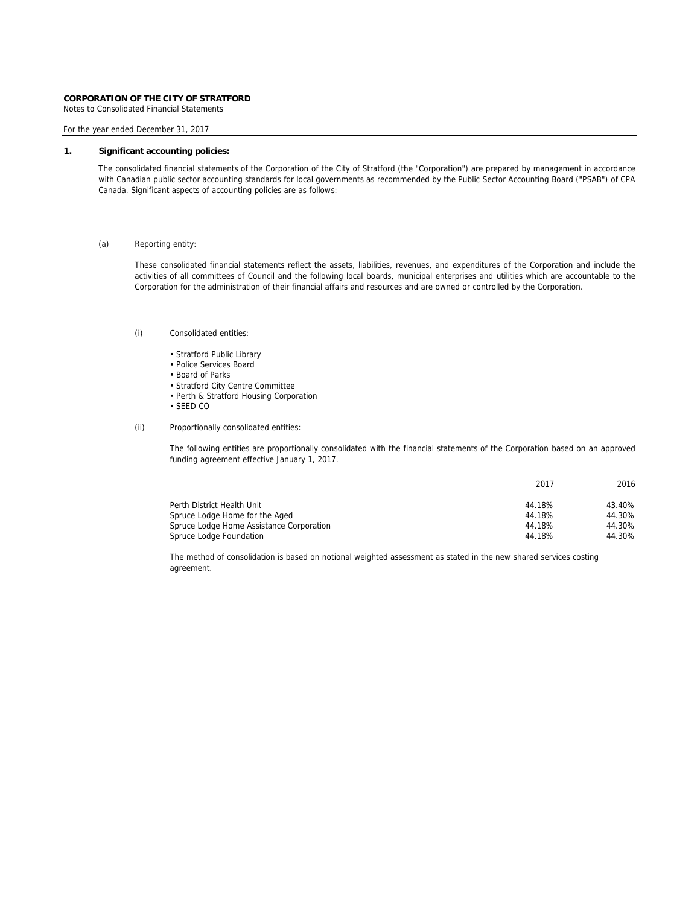**CORPORATION OF THE CITY OF STRATFORD**
Notes to Consolidated Financial Statements

For the year ended December 31, 2017

## 1. Significant accounting policies:

The consolidated financial statements of the Corporation of the City of Stratford (the "Corporation") are prepared by management in accordance with Canadian public sector accounting standards for local governments as recommended by the Public Sector Accounting Board ("PSAB") of CPA Canada. Significant aspects of accounting policies are as follows:

(a) Reporting entity:

These consolidated financial statements reflect the assets, liabilities, revenues, and expenditures of the Corporation and include the activities of all committees of Council and the following local boards, municipal enterprises and utilities which are accountable to the Corporation for the administration of their financial affairs and resources and are owned or controlled by the Corporation.

(i) Consolidated entities:

- Stratford Public Library
- Police Services Board
- Board of Parks
- Stratford City Centre Committee
- Perth & Stratford Housing Corporation
- SEED CO

(ii) Proportionally consolidated entities:

The following entities are proportionally consolidated with the financial statements of the Corporation based on an approved funding agreement effective January 1, 2017.

| | 2017 | 2016 |
|---|---|---|
| Perth District Health Unit | 44.18% | 43.40% |
| Spruce Lodge Home for the Aged | 44.18% | 44.30% |
| Spruce Lodge Home Assistance Corporation | 44.18% | 44.30% |
| Spruce Lodge Foundation | 44.18% | 44.30% |

The method of consolidation is based on notional weighted assessment as stated in the new shared services costing agreement.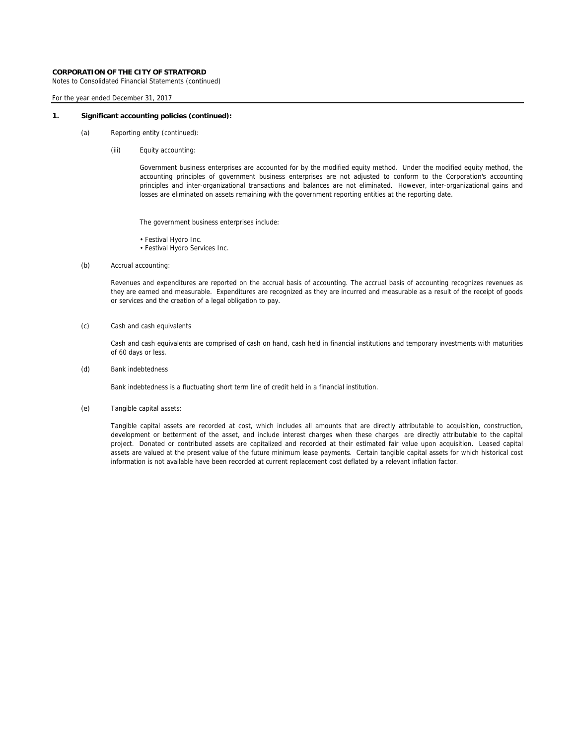**CORPORATION OF THE CITY OF STRATFORD**
Notes to Consolidated Financial Statements (continued)

For the year ended December 31, 2017

**1. Significant accounting policies (continued):**

(a) Reporting entity (continued):

(iii) Equity accounting:

Government business enterprises are accounted for by the modified equity method. Under the modified equity method, the accounting principles of government business enterprises are not adjusted to conform to the Corporation's accounting principles and inter-organizational transactions and balances are not eliminated. However, inter-organizational gains and losses are eliminated on assets remaining with the government reporting entities at the reporting date.

The government business enterprises include:

- Festival Hydro Inc.
- Festival Hydro Services Inc.

(b) Accrual accounting:

Revenues and expenditures are reported on the accrual basis of accounting. The accrual basis of accounting recognizes revenues as they are earned and measurable. Expenditures are recognized as they are incurred and measurable as a result of the receipt of goods or services and the creation of a legal obligation to pay.

(c) Cash and cash equivalents

Cash and cash equivalents are comprised of cash on hand, cash held in financial institutions and temporary investments with maturities of 60 days or less.

(d) Bank indebtedness

Bank indebtedness is a fluctuating short term line of credit held in a financial institution.

(e) Tangible capital assets:

Tangible capital assets are recorded at cost, which includes all amounts that are directly attributable to acquisition, construction, development or betterment of the asset, and include interest charges when these charges are directly attributable to the capital project. Donated or contributed assets are capitalized and recorded at their estimated fair value upon acquisition. Leased capital assets are valued at the present value of the future minimum lease payments. Certain tangible capital assets for which historical cost information is not available have been recorded at current replacement cost deflated by a relevant inflation factor.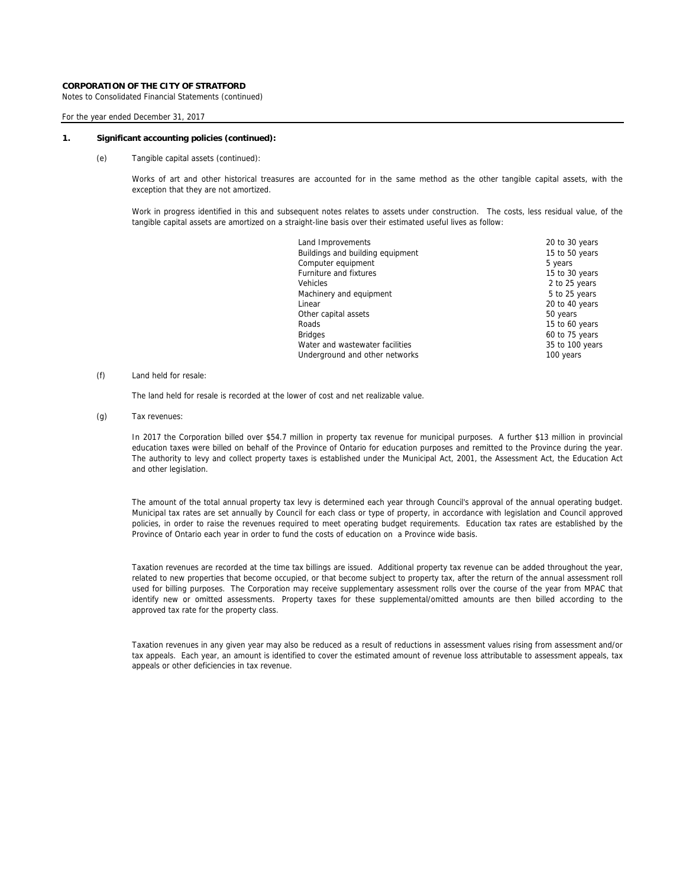**CORPORATION OF THE CITY OF STRATFORD**
Notes to Consolidated Financial Statements (continued)

For the year ended December 31, 2017

**1. Significant accounting policies (continued):**

(e) Tangible capital assets (continued):

Works of art and other historical treasures are accounted for in the same method as the other tangible capital assets, with the exception that they are not amortized.

Work in progress identified in this and subsequent notes relates to assets under construction. The costs, less residual value, of the tangible capital assets are amortized on a straight-line basis over their estimated useful lives as follow:

| | |
|---|---|
| Land Improvements | 20 to 30 years |
| Buildings and building equipment | 15 to 50 years |
| Computer equipment | 5 years |
| Furniture and fixtures | 15 to 30 years |
| Vehicles | 2 to 25 years |
| Machinery and equipment | 5 to 25 years |
| Linear | 20 to 40 years |
| Other capital assets | 50 years |
| Roads | 15 to 60 years |
| Bridges | 60 to 75 years |
| Water and wastewater facilities | 35 to 100 years |
| Underground and other networks | 100 years |

(f) Land held for resale:

The land held for resale is recorded at the lower of cost and net realizable value.

(g) Tax revenues:

In 2017 the Corporation billed over $54.7 million in property tax revenue for municipal purposes. A further $13 million in provincial education taxes were billed on behalf of the Province of Ontario for education purposes and remitted to the Province during the year. The authority to levy and collect property taxes is established under the Municipal Act, 2001, the Assessment Act, the Education Act and other legislation.

The amount of the total annual property tax levy is determined each year through Council's approval of the annual operating budget. Municipal tax rates are set annually by Council for each class or type of property, in accordance with legislation and Council approved policies, in order to raise the revenues required to meet operating budget requirements. Education tax rates are established by the Province of Ontario each year in order to fund the costs of education on a Province wide basis.

Taxation revenues are recorded at the time tax billings are issued. Additional property tax revenue can be added throughout the year, related to new properties that become occupied, or that become subject to property tax, after the return of the annual assessment roll used for billing purposes. The Corporation may receive supplementary assessment rolls over the course of the year from MPAC that identify new or omitted assessments. Property taxes for these supplemental/omitted amounts are then billed according to the approved tax rate for the property class.

Taxation revenues in any given year may also be reduced as a result of reductions in assessment values rising from assessment and/or tax appeals. Each year, an amount is identified to cover the estimated amount of revenue loss attributable to assessment appeals, tax appeals or other deficiencies in tax revenue.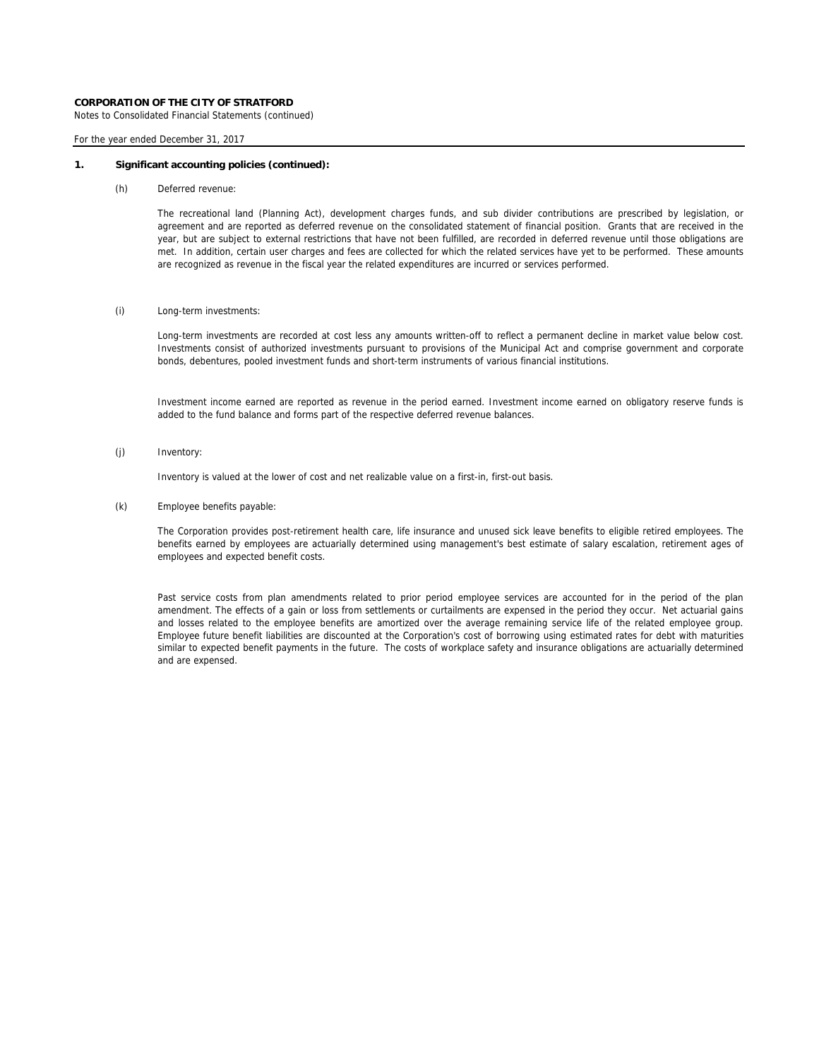**CORPORATION OF THE CITY OF STRATFORD**

Notes to Consolidated Financial Statements (continued)

For the year ended December 31, 2017

**1. Significant accounting policies (continued):**

(h) Deferred revenue:

The recreational land (Planning Act), development charges funds, and sub divider contributions are prescribed by legislation, or agreement and are reported as deferred revenue on the consolidated statement of financial position. Grants that are received in the year, but are subject to external restrictions that have not been fulfilled, are recorded in deferred revenue until those obligations are met. In addition, certain user charges and fees are collected for which the related services have yet to be performed. These amounts are recognized as revenue in the fiscal year the related expenditures are incurred or services performed.

(i) Long-term investments:

Long-term investments are recorded at cost less any amounts written-off to reflect a permanent decline in market value below cost. Investments consist of authorized investments pursuant to provisions of the Municipal Act and comprise government and corporate bonds, debentures, pooled investment funds and short-term instruments of various financial institutions.

Investment income earned are reported as revenue in the period earned. Investment income earned on obligatory reserve funds is added to the fund balance and forms part of the respective deferred revenue balances.

(j) Inventory:

Inventory is valued at the lower of cost and net realizable value on a first-in, first-out basis.

(k) Employee benefits payable:

The Corporation provides post-retirement health care, life insurance and unused sick leave benefits to eligible retired employees. The benefits earned by employees are actuarially determined using management's best estimate of salary escalation, retirement ages of employees and expected benefit costs.

Past service costs from plan amendments related to prior period employee services are accounted for in the period of the plan amendment. The effects of a gain or loss from settlements or curtailments are expensed in the period they occur. Net actuarial gains and losses related to the employee benefits are amortized over the average remaining service life of the related employee group. Employee future benefit liabilities are discounted at the Corporation's cost of borrowing using estimated rates for debt with maturities similar to expected benefit payments in the future. The costs of workplace safety and insurance obligations are actuarially determined and are expensed.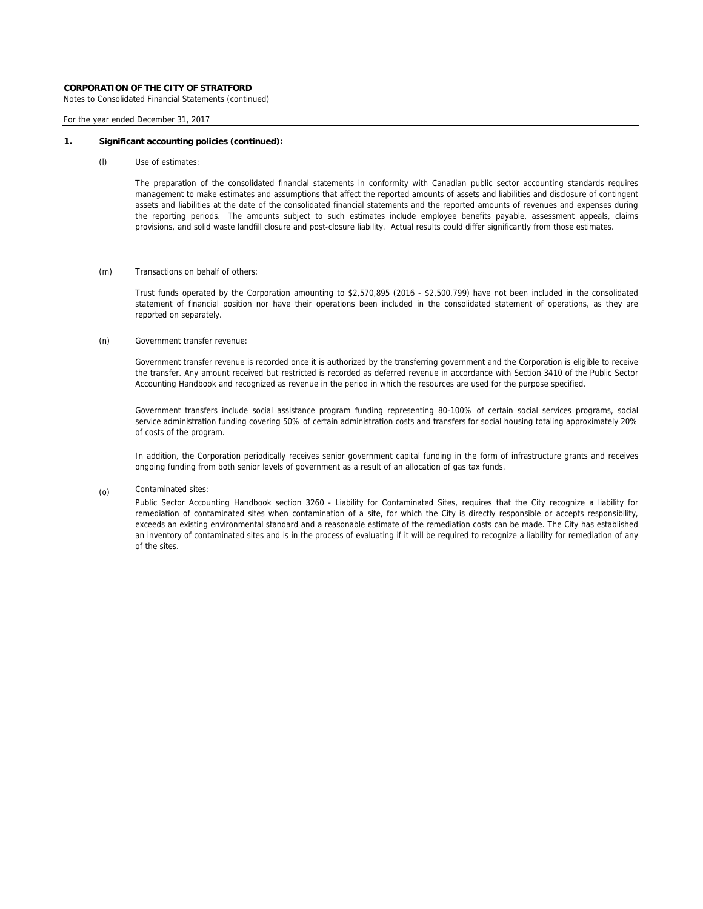**CORPORATION OF THE CITY OF STRATFORD**
Notes to Consolidated Financial Statements (continued)

For the year ended December 31, 2017

**1. Significant accounting policies (continued):**

(l) Use of estimates:

The preparation of the consolidated financial statements in conformity with Canadian public sector accounting standards requires management to make estimates and assumptions that affect the reported amounts of assets and liabilities and disclosure of contingent assets and liabilities at the date of the consolidated financial statements and the reported amounts of revenues and expenses during the reporting periods. The amounts subject to such estimates include employee benefits payable, assessment appeals, claims provisions, and solid waste landfill closure and post-closure liability. Actual results could differ significantly from those estimates.

(m) Transactions on behalf of others:

Trust funds operated by the Corporation amounting to $2,570,895 (2016 - $2,500,799) have not been included in the consolidated statement of financial position nor have their operations been included in the consolidated statement of operations, as they are reported on separately.

(n) Government transfer revenue:

Government transfer revenue is recorded once it is authorized by the transferring government and the Corporation is eligible to receive the transfer. Any amount received but restricted is recorded as deferred revenue in accordance with Section 3410 of the Public Sector Accounting Handbook and recognized as revenue in the period in which the resources are used for the purpose specified.

Government transfers include social assistance program funding representing 80-100% of certain social services programs, social service administration funding covering 50% of certain administration costs and transfers for social housing totaling approximately 20% of costs of the program.

In addition, the Corporation periodically receives senior government capital funding in the form of infrastructure grants and receives ongoing funding from both senior levels of government as a result of an allocation of gas tax funds.

(o) Contaminated sites:

Public Sector Accounting Handbook section 3260 - Liability for Contaminated Sites, requires that the City recognize a liability for remediation of contaminated sites when contamination of a site, for which the City is directly responsible or accepts responsibility, exceeds an existing environmental standard and a reasonable estimate of the remediation costs can be made. The City has established an inventory of contaminated sites and is in the process of evaluating if it will be required to recognize a liability for remediation of any of the sites.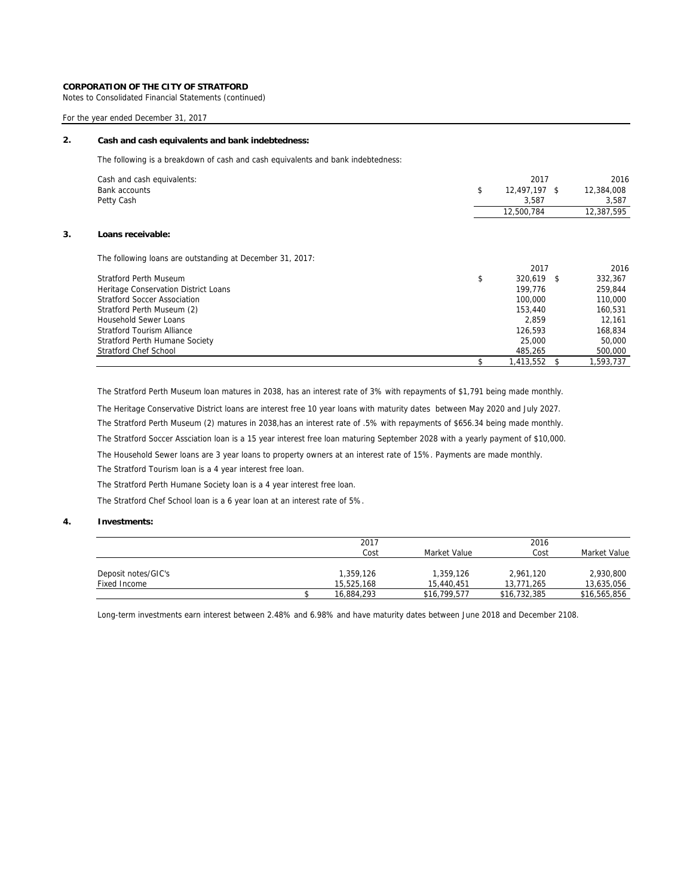**CORPORATION OF THE CITY OF STRATFORD**

Notes to Consolidated Financial Statements (continued)

For the year ended December 31, 2017

## 2. Cash and cash equivalents and bank indebtedness:

The following is a breakdown of cash and cash equivalents and bank indebtedness:

| Cash and cash equivalents: | 2017 | 2016 |
|---|---|---|
| Bank accounts | $ 12,497,197 | $ 12,384,008 |
| Petty Cash | 3,587 | 3,587 |
| | 12,500,784 | 12,387,595 |

## 3. Loans receivable:

The following loans are outstanding at December 31, 2017:

| | 2017 | 2016 |
|---|---|---|
| Stratford Perth Museum | $ 320,619 | $ 332,367 |
| Heritage Conservation District Loans | 199,776 | 259,844 |
| Stratford Soccer Association | 100,000 | 110,000 |
| Stratford Perth Museum (2) | 153,440 | 160,531 |
| Household Sewer Loans | 2,859 | 12,161 |
| Stratford Tourism Alliance | 126,593 | 168,834 |
| Stratford Perth Humane Society | 25,000 | 50,000 |
| Stratford Chef School | 485,265 | 500,000 |
| | $ 1,413,552 | $ 1,593,737 |

The Stratford Perth Museum loan matures in 2038, has an interest rate of 3% with repayments of $1,791 being made monthly.

The Heritage Conservative District loans are interest free 10 year loans with maturity dates between May 2020 and July 2027.

The Stratford Perth Museum (2) matures in 2038,has an interest rate of .5% with repayments of $656.34 being made monthly.

The Stratford Soccer Assciation loan is a 15 year interest free loan maturing September 2028 with a yearly payment of $10,000.

The Household Sewer loans are 3 year loans to property owners at an interest rate of 15%. Payments are made monthly.

The Stratford Tourism loan is a 4 year interest free loan.

The Stratford Perth Humane Society loan is a 4 year interest free loan.

The Stratford Chef School loan is a 6 year loan at an interest rate of 5%.

## 4. Investments:

| | 2017 Cost | Market Value | 2016 Cost | Market Value |
|---|---|---|---|---|
| Deposit notes/GIC's | 1,359,126 | 1,359,126 | 2,961,120 | 2,930,800 |
| Fixed Income | 15,525,168 | 15,440,451 | 13,771,265 | 13,635,056 |
| | $ 16,884,293 | $16,799,577 | $16,732,385 | $16,565,856 |

Long-term investments earn interest between 2.48% and 6.98% and have maturity dates between June 2018 and December 2108.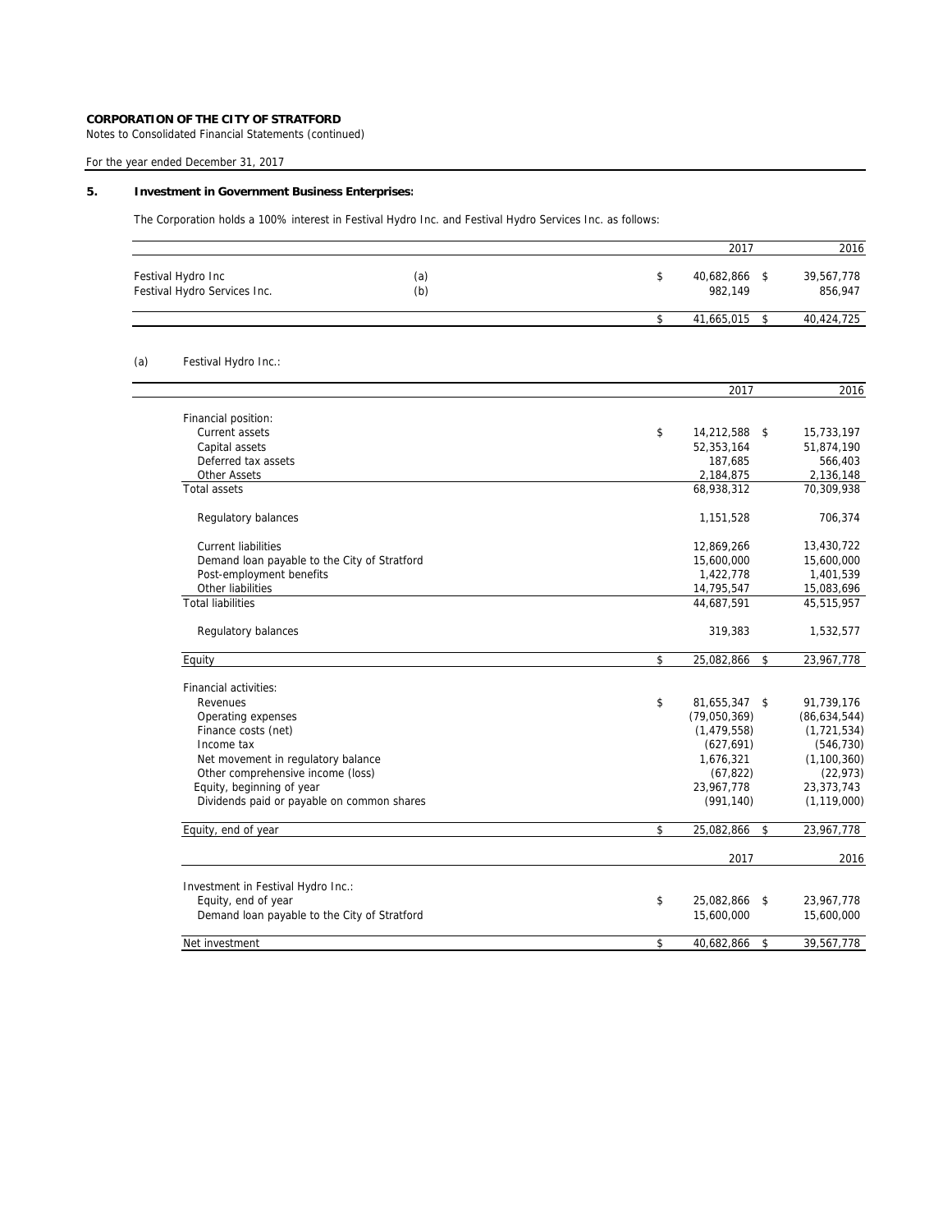**CORPORATION OF THE CITY OF STRATFORD**
Notes to Consolidated Financial Statements (continued)

For the year ended December 31, 2017

## 5. Investment in Government Business Enterprises:

The Corporation holds a 100% interest in Festival Hydro Inc. and Festival Hydro Services Inc. as follows:

| | | 2017 | 2016 |
|---|---|---|---|
| Festival Hydro Inc | (a) | $ 40,682,866 | $ 39,567,778 |
| Festival Hydro Services Inc. | (b) | 982,149 | 856,947 |
| | | $ 41,665,015 | $ 40,424,725 |

(a) Festival Hydro Inc.:

| | 2017 | 2016 |
|---|---|---|
| Financial position: | | |
| Current assets | $ 14,212,588 | $ 15,733,197 |
| Capital assets | 52,353,164 | 51,874,190 |
| Deferred tax assets | 187,685 | 566,403 |
| Other Assets | 2,184,875 | 2,136,148 |
| Total assets | 68,938,312 | 70,309,938 |
| Regulatory balances | 1,151,528 | 706,374 |
| Current liabilities | 12,869,266 | 13,430,722 |
| Demand loan payable to the City of Stratford | 15,600,000 | 15,600,000 |
| Post-employment benefits | 1,422,778 | 1,401,539 |
| Other liabilities | 14,795,547 | 15,083,696 |
| Total liabilities | 44,687,591 | 45,515,957 |
| Regulatory balances | 319,383 | 1,532,577 |
| Equity | $ 25,082,866 | $ 23,967,778 |
| Financial activities: | | |
| Revenues | $ 81,655,347 | $ 91,739,176 |
| Operating expenses | (79,050,369) | (86,634,544) |
| Finance costs (net) | (1,479,558) | (1,721,534) |
| Income tax | (627,691) | (546,730) |
| Net movement in regulatory balance | 1,676,321 | (1,100,360) |
| Other comprehensive income (loss) | (67,822) | (22,973) |
| Equity, beginning of year | 23,967,778 | 23,373,743 |
| Dividends paid or payable on common shares | (991,140) | (1,119,000) |
| Equity, end of year | $ 25,082,866 | $ 23,967,778 |

| | 2017 | 2016 |
|---|---|---|
| Investment in Festival Hydro Inc.: | | |
| Equity, end of year | $ 25,082,866 | $ 23,967,778 |
| Demand loan payable to the City of Stratford | 15,600,000 | 15,600,000 |
| Net investment | $ 40,682,866 | $ 39,567,778 |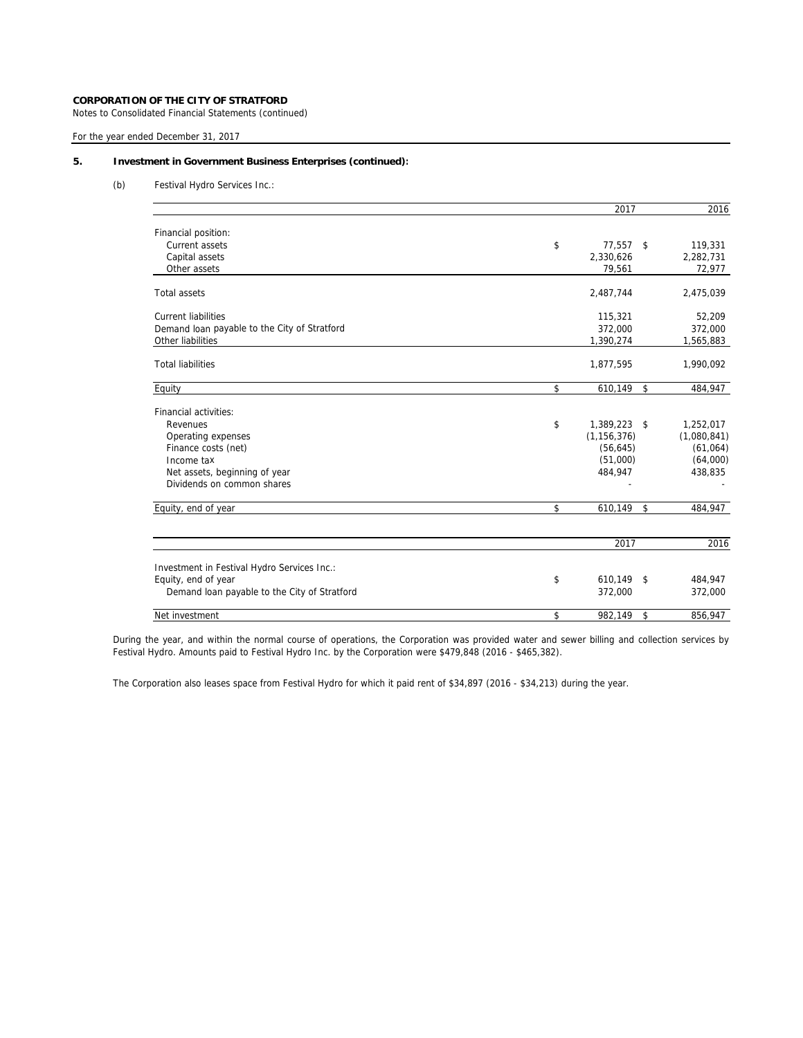**CORPORATION OF THE CITY OF STRATFORD**

Notes to Consolidated Financial Statements (continued)

For the year ended December 31, 2017

### 5. Investment in Government Business Enterprises (continued):

(b) Festival Hydro Services Inc.:

| | 2017 | 2016 |
|---|---|---|
| Financial position: | | |
| Current assets | $ 77,557 | $ 119,331 |
| Capital assets | 2,330,626 | 2,282,731 |
| Other assets | 79,561 | 72,977 |
| Total assets | 2,487,744 | 2,475,039 |
| Current liabilities | 115,321 | 52,209 |
| Demand loan payable to the City of Stratford | 372,000 | 372,000 |
| Other liabilities | 1,390,274 | 1,565,883 |
| Total liabilities | 1,877,595 | 1,990,092 |
| Equity | $ 610,149 | $ 484,947 |
| Financial activities: | | |
| Revenues | $ 1,389,223 | $ 1,252,017 |
| Operating expenses | (1,156,376) | (1,080,841) |
| Finance costs (net) | (56,645) | (61,064) |
| Income tax | (51,000) | (64,000) |
| Net assets, beginning of year | 484,947 | 438,835 |
| Dividends on common shares | - | - |
| Equity, end of year | $ 610,149 | $ 484,947 |

| | 2017 | 2016 |
|---|---|---|
| Investment in Festival Hydro Services Inc.: | | |
| Equity, end of year | $ 610,149 | $ 484,947 |
| Demand loan payable to the City of Stratford | 372,000 | 372,000 |
| Net investment | $ 982,149 | $ 856,947 |

During the year, and within the normal course of operations, the Corporation was provided water and sewer billing and collection services by Festival Hydro. Amounts paid to Festival Hydro Inc. by the Corporation were $479,848 (2016 - $465,382).

The Corporation also leases space from Festival Hydro for which it paid rent of $34,897 (2016 - $34,213) during the year.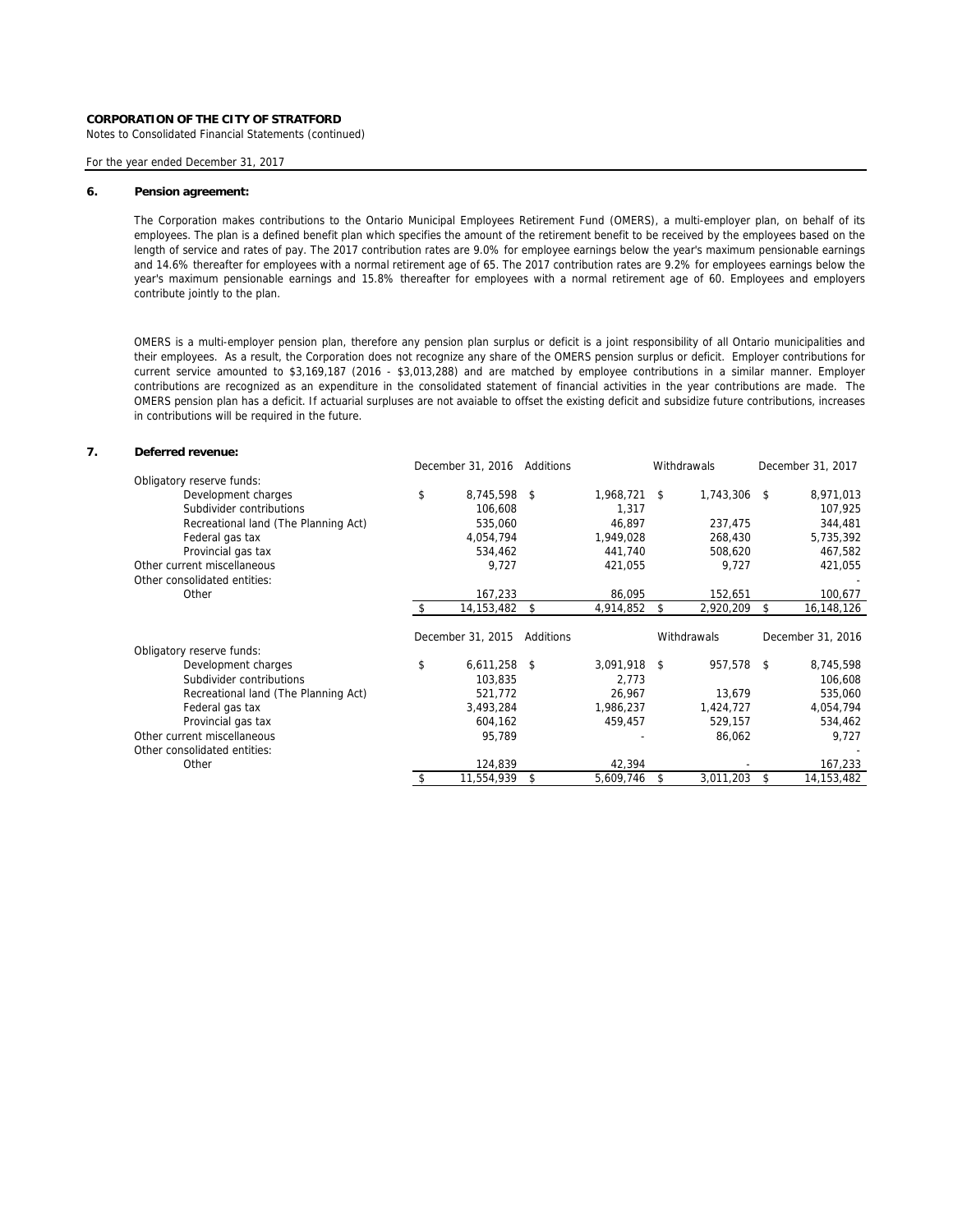**CORPORATION OF THE CITY OF STRATFORD**
Notes to Consolidated Financial Statements (continued)

For the year ended December 31, 2017

## 6. Pension agreement:

The Corporation makes contributions to the Ontario Municipal Employees Retirement Fund (OMERS), a multi-employer plan, on behalf of its employees. The plan is a defined benefit plan which specifies the amount of the retirement benefit to be received by the employees based on the length of service and rates of pay. The 2017 contribution rates are 9.0% for employee earnings below the year's maximum pensionable earnings and 14.6% thereafter for employees with a normal retirement age of 65. The 2017 contribution rates are 9.2% for employees earnings below the year's maximum pensionable earnings and 15.8% thereafter for employees with a normal retirement age of 60. Employees and employers contribute jointly to the plan.

OMERS is a multi-employer pension plan, therefore any pension plan surplus or deficit is a joint responsibility of all Ontario municipalities and their employees. As a result, the Corporation does not recognize any share of the OMERS pension surplus or deficit. Employer contributions for current service amounted to $3,169,187 (2016 - $3,013,288) and are matched by employee contributions in a similar manner. Employer contributions are recognized as an expenditure in the consolidated statement of financial activities in the year contributions are made. The OMERS pension plan has a deficit. If actuarial surpluses are not avaiable to offset the existing deficit and subsidize future contributions, increases in contributions will be required in the future.

## 7. Deferred revenue:

| | December 31, 2016 | Additions | Withdrawals | December 31, 2017 |
|---|---|---|---|---|
| Obligatory reserve funds: | | | | |
| Development charges | $ 8,745,598 | $ 1,968,721 | $ 1,743,306 | $ 8,971,013 |
| Subdivider contributions | 106,608 | 1,317 | | 107,925 |
| Recreational land (The Planning Act) | 535,060 | 46,897 | 237,475 | 344,481 |
| Federal gas tax | 4,054,794 | 1,949,028 | 268,430 | 5,735,392 |
| Provincial gas tax | 534,462 | 441,740 | 508,620 | 467,582 |
| Other current miscellaneous | 9,727 | 421,055 | 9,727 | 421,055 |
| Other consolidated entities: | | | | - |
| Other | 167,233 | 86,095 | 152,651 | 100,677 |
| | $ 14,153,482 | $ 4,914,852 | $ 2,920,209 | $ 16,148,126 |

| | December 31, 2015 | Additions | Withdrawals | December 31, 2016 |
|---|---|---|---|---|
| Obligatory reserve funds: | | | | |
| Development charges | $ 6,611,258 | $ 3,091,918 | $ 957,578 | $ 8,745,598 |
| Subdivider contributions | 103,835 | 2,773 | | 106,608 |
| Recreational land (The Planning Act) | 521,772 | 26,967 | 13,679 | 535,060 |
| Federal gas tax | 3,493,284 | 1,986,237 | 1,424,727 | 4,054,794 |
| Provincial gas tax | 604,162 | 459,457 | 529,157 | 534,462 |
| Other current miscellaneous | 95,789 | - | 86,062 | 9,727 |
| Other consolidated entities: | | | | - |
| Other | 124,839 | 42,394 | - | 167,233 |
| | $ 11,554,939 | $ 5,609,746 | $ 3,011,203 | $ 14,153,482 |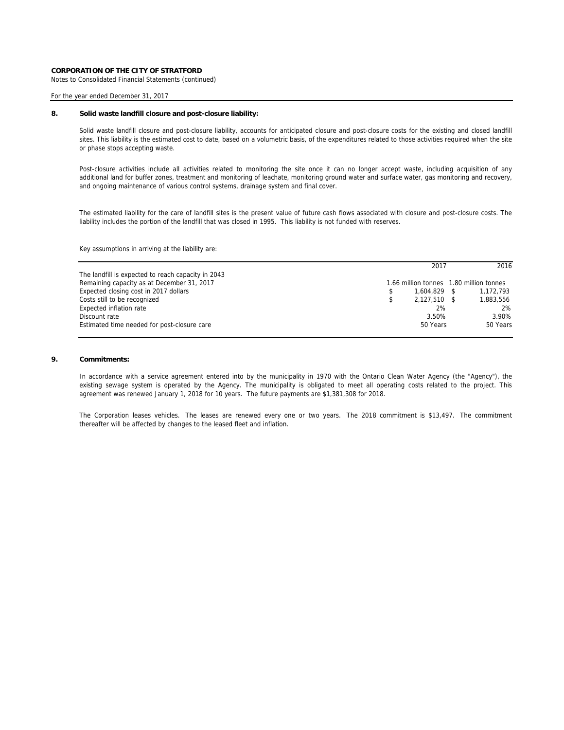**CORPORATION OF THE CITY OF STRATFORD**
Notes to Consolidated Financial Statements (continued)

For the year ended December 31, 2017

## 8. Solid waste landfill closure and post-closure liability:

Solid waste landfill closure and post-closure liability, accounts for anticipated closure and post-closure costs for the existing and closed landfill sites. This liability is the estimated cost to date, based on a volumetric basis, of the expenditures related to those activities required when the site or phase stops accepting waste.

Post-closure activities include all activities related to monitoring the site once it can no longer accept waste, including acquisition of any additional land for buffer zones, treatment and monitoring of leachate, monitoring ground water and surface water, gas monitoring and recovery, and ongoing maintenance of various control systems, drainage system and final cover.

The estimated liability for the care of landfill sites is the present value of future cash flows associated with closure and post-closure costs. The liability includes the portion of the landfill that was closed in 1995. This liability is not funded with reserves.

Key assumptions in arriving at the liability are:

| | 2017 | 2016 |
|---|---|---|
| The landfill is expected to reach capacity in 2043 | | |
| Remaining capacity as at December 31, 2017 | 1.66 million tonnes | 1.80 million tonnes |
| Expected closing cost in 2017 dollars | $ 1,604,829 | $ 1,172,793 |
| Costs still to be recognized | $ 2,127,510 | $ 1,883,556 |
| Expected inflation rate | 2% | 2% |
| Discount rate | 3.50% | 3.90% |
| Estimated time needed for post-closure care | 50 Years | 50 Years |

## 9. Commitments:

In accordance with a service agreement entered into by the municipality in 1970 with the Ontario Clean Water Agency (the "Agency"), the existing sewage system is operated by the Agency. The municipality is obligated to meet all operating costs related to the project. This agreement was renewed January 1, 2018 for 10 years. The future payments are $1,381,308 for 2018.

The Corporation leases vehicles. The leases are renewed every one or two years. The 2018 commitment is $13,497. The commitment thereafter will be affected by changes to the leased fleet and inflation.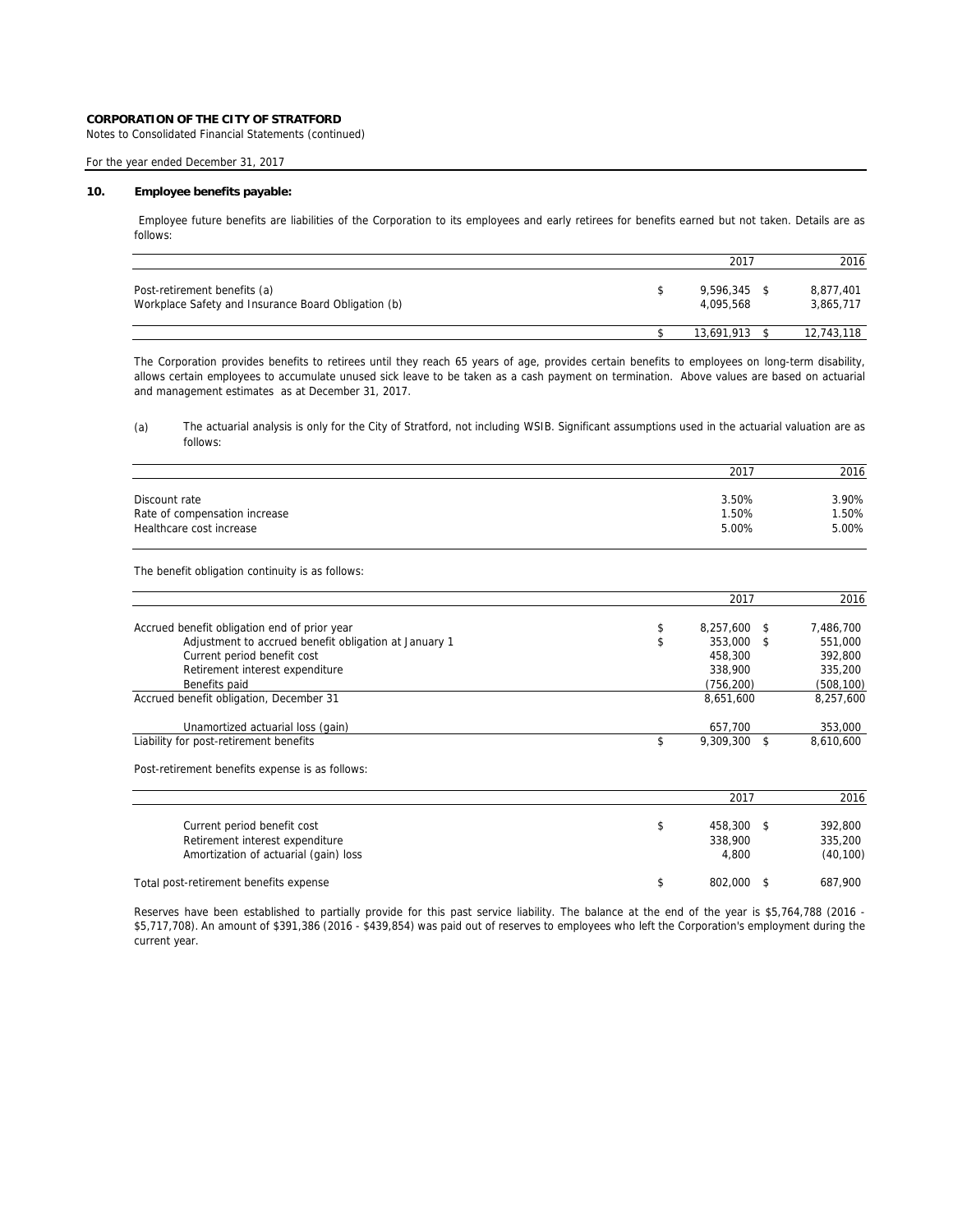**CORPORATION OF THE CITY OF STRATFORD**
Notes to Consolidated Financial Statements (continued)

For the year ended December 31, 2017

## 10. Employee benefits payable:

Employee future benefits are liabilities of the Corporation to its employees and early retirees for benefits earned but not taken. Details are as follows:

| | | 2017 | 2016 |
|---|---|---|---|
| Post-retirement benefits (a) | $ | 9,596,345 $ | 8,877,401 |
| Workplace Safety and Insurance Board Obligation (b) | | 4,095,568 | 3,865,717 |
| | $ | 13,691,913 $ | 12,743,118 |

The Corporation provides benefits to retirees until they reach 65 years of age, provides certain benefits to employees on long-term disability, allows certain employees to accumulate unused sick leave to be taken as a cash payment on termination. Above values are based on actuarial and management estimates as at December 31, 2017.

(a) The actuarial analysis is only for the City of Stratford, not including WSIB. Significant assumptions used in the actuarial valuation are as follows:

| | 2017 | 2016 |
|---|---|---|
| Discount rate | 3.50% | 3.90% |
| Rate of compensation increase | 1.50% | 1.50% |
| Healthcare cost increase | 5.00% | 5.00% |

The benefit obligation continuity is as follows:

| | | 2017 | 2016 |
|---|---|---|---|
| Accrued benefit obligation end of prior year | $ | 8,257,600 $ | 7,486,700 |
| Adjustment to accrued benefit obligation at January 1 | $ | 353,000 $ | 551,000 |
| Current period benefit cost | | 458,300 | 392,800 |
| Retirement interest expenditure | | 338,900 | 335,200 |
| Benefits paid | | (756,200) | (508,100) |
| Accrued benefit obligation, December 31 | | 8,651,600 | 8,257,600 |
| Unamortized actuarial loss (gain) | | 657,700 | 353,000 |
| Liability for post-retirement benefits | $ | 9,309,300 $ | 8,610,600 |

Post-retirement benefits expense is as follows:

| | | 2017 | 2016 |
|---|---|---|---|
| Current period benefit cost | $ | 458,300 $ | 392,800 |
| Retirement interest expenditure | | 338,900 | 335,200 |
| Amortization of actuarial (gain) loss | | 4,800 | (40,100) |
| Total post-retirement benefits expense | $ | 802,000 $ | 687,900 |

Reserves have been established to partially provide for this past service liability. The balance at the end of the year is $5,764,788 (2016 - $5,717,708). An amount of $391,386 (2016 - $439,854) was paid out of reserves to employees who left the Corporation's employment during the current year.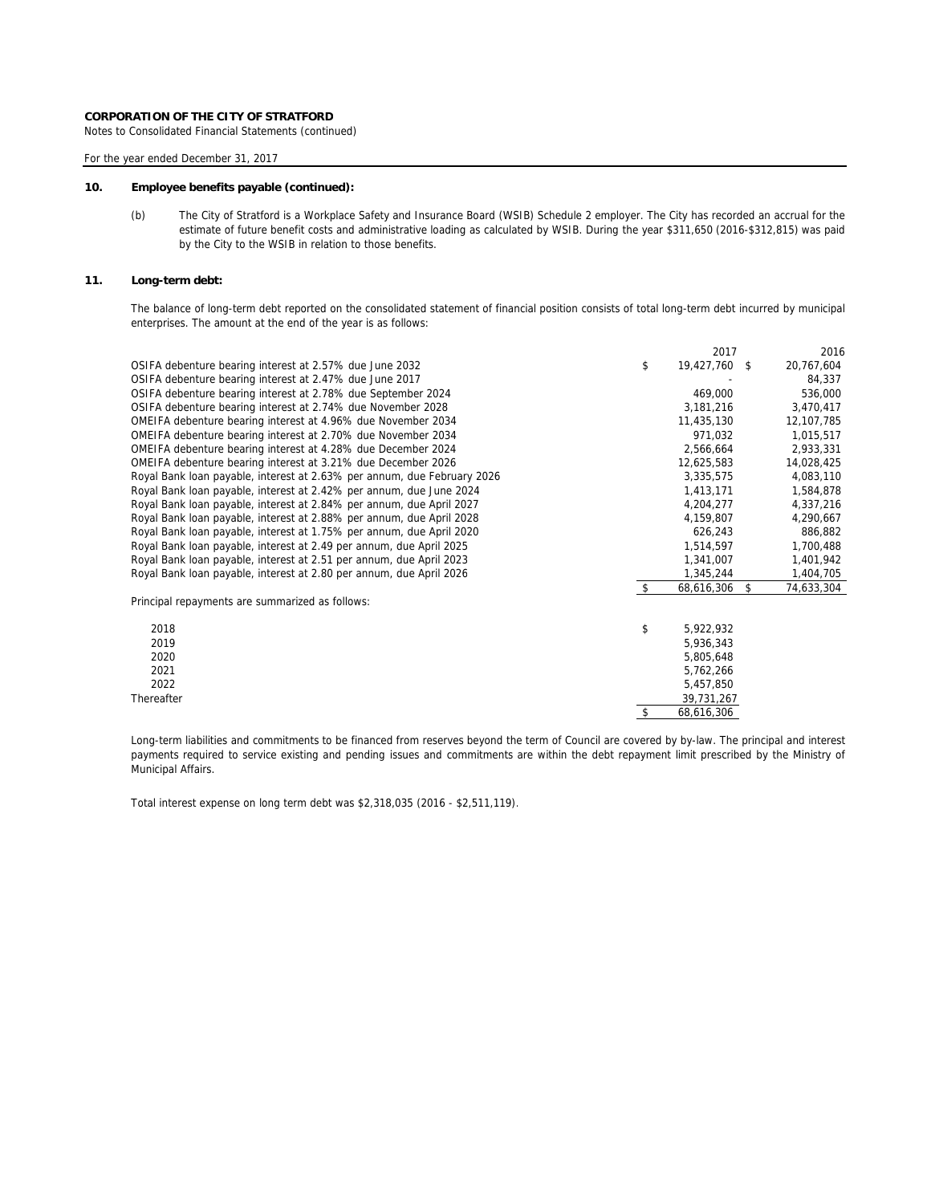**CORPORATION OF THE CITY OF STRATFORD**
Notes to Consolidated Financial Statements (continued)

For the year ended December 31, 2017

## 10. Employee benefits payable (continued):

(b) The City of Stratford is a Workplace Safety and Insurance Board (WSIB) Schedule 2 employer. The City has recorded an accrual for the estimate of future benefit costs and administrative loading as calculated by WSIB. During the year $311,650 (2016-$312,815) was paid by the City to the WSIB in relation to those benefits.

## 11. Long-term debt:

The balance of long-term debt reported on the consolidated statement of financial position consists of total long-term debt incurred by municipal enterprises. The amount at the end of the year is as follows:

| | 2017 | 2016 |
|---|---|---|
| OSIFA debenture bearing interest at 2.57% due June 2032 | $ 19,427,760 | $ 20,767,604 |
| OSIFA debenture bearing interest at 2.47% due June 2017 | - | 84,337 |
| OSIFA debenture bearing interest at 2.78% due September 2024 | 469,000 | 536,000 |
| OSIFA debenture bearing interest at 2.74% due November 2028 | 3,181,216 | 3,470,417 |
| OMEIFA debenture bearing interest at 4.96% due November 2034 | 11,435,130 | 12,107,785 |
| OMEIFA debenture bearing interest at 2.70% due November 2034 | 971,032 | 1,015,517 |
| OMEIFA debenture bearing interest at 4.28% due December 2024 | 2,566,664 | 2,933,331 |
| OMEIFA debenture bearing interest at 3.21% due December 2026 | 12,625,583 | 14,028,425 |
| Royal Bank loan payable, interest at 2.63% per annum, due February 2026 | 3,335,575 | 4,083,110 |
| Royal Bank loan payable, interest at 2.42% per annum, due June 2024 | 1,413,171 | 1,584,878 |
| Royal Bank loan payable, interest at 2.84% per annum, due April 2027 | 4,204,277 | 4,337,216 |
| Royal Bank loan payable, interest at 2.88% per annum, due April 2028 | 4,159,807 | 4,290,667 |
| Royal Bank loan payable, interest at 1.75% per annum, due April 2020 | 626,243 | 886,882 |
| Royal Bank loan payable, interest at 2.49 per annum, due April 2025 | 1,514,597 | 1,700,488 |
| Royal Bank loan payable, interest at 2.51 per annum, due April 2023 | 1,341,007 | 1,401,942 |
| Royal Bank loan payable, interest at 2.80 per annum, due April 2026 | 1,345,244 | 1,404,705 |
| | $ 68,616,306 | $ 74,633,304 |

Principal repayments are summarized as follows:

| | |
|---|---|
| 2018 | $ 5,922,932 |
| 2019 | 5,936,343 |
| 2020 | 5,805,648 |
| 2021 | 5,762,266 |
| 2022 | 5,457,850 |
| Thereafter | 39,731,267 |
| | $ 68,616,306 |

Long-term liabilities and commitments to be financed from reserves beyond the term of Council are covered by by-law. The principal and interest payments required to service existing and pending issues and commitments are within the debt repayment limit prescribed by the Ministry of Municipal Affairs.

Total interest expense on long term debt was $2,318,035 (2016 - $2,511,119).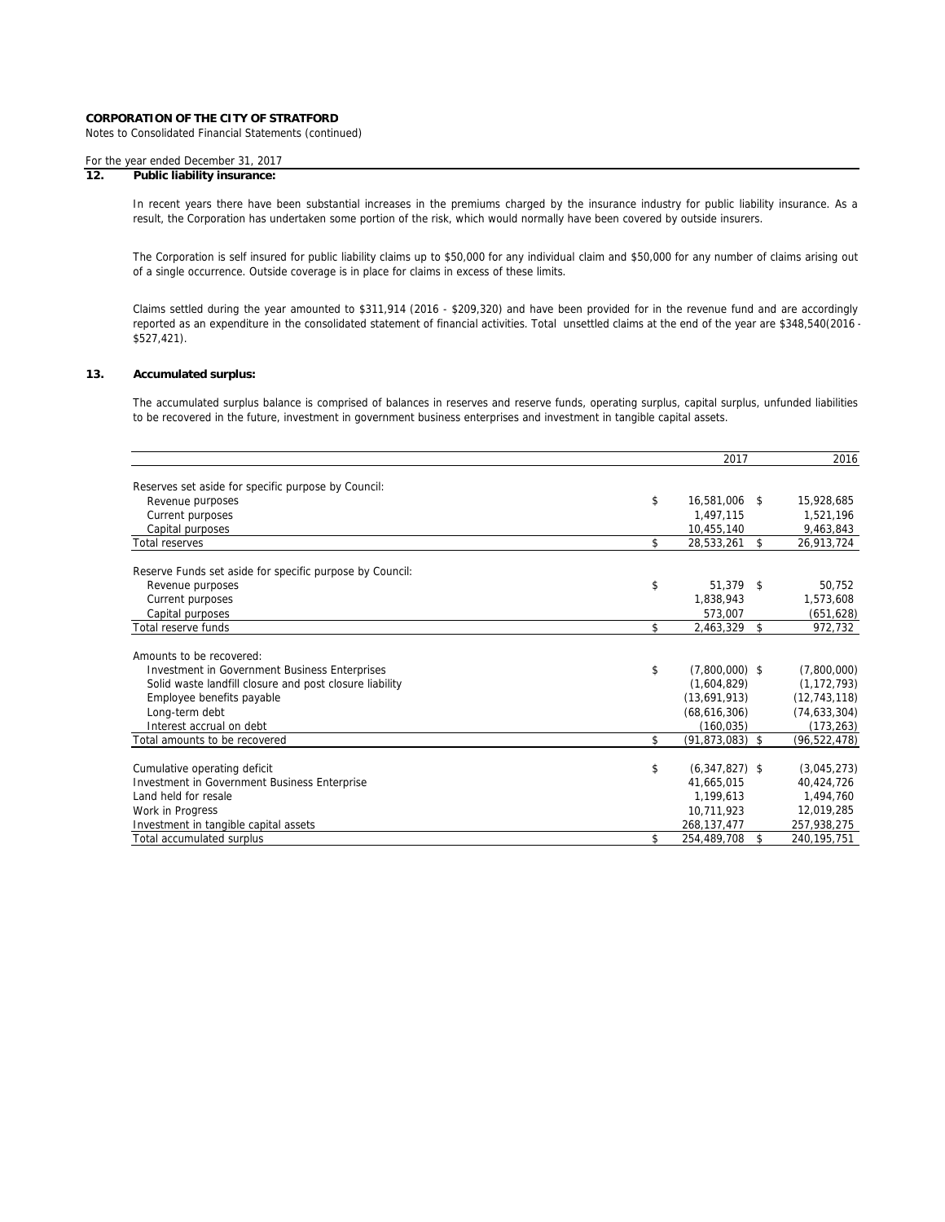**CORPORATION OF THE CITY OF STRATFORD**
Notes to Consolidated Financial Statements (continued)

For the year ended December 31, 2017

## 12. Public liability insurance:

In recent years there have been substantial increases in the premiums charged by the insurance industry for public liability insurance. As a result, the Corporation has undertaken some portion of the risk, which would normally have been covered by outside insurers.

The Corporation is self insured for public liability claims up to $50,000 for any individual claim and $50,000 for any number of claims arising out of a single occurrence. Outside coverage is in place for claims in excess of these limits.

Claims settled during the year amounted to $311,914 (2016 - $209,320) and have been provided for in the revenue fund and are accordingly reported as an expenditure in the consolidated statement of financial activities. Total unsettled claims at the end of the year are $348,540(2016 - $527,421).

## 13. Accumulated surplus:

The accumulated surplus balance is comprised of balances in reserves and reserve funds, operating surplus, capital surplus, unfunded liabilities to be recovered in the future, investment in government business enterprises and investment in tangible capital assets.

| | 2017 | 2016 |
|---|---|---|
| Reserves set aside for specific purpose by Council: | | |
| Revenue purposes | $ 16,581,006 | $ 15,928,685 |
| Current purposes | 1,497,115 | 1,521,196 |
| Capital purposes | 10,455,140 | 9,463,843 |
| Total reserves | $ 28,533,261 | $ 26,913,724 |
| Reserve Funds set aside for specific purpose by Council: | | |
| Revenue purposes | $ 51,379 | $ 50,752 |
| Current purposes | 1,838,943 | 1,573,608 |
| Capital purposes | 573,007 | (651,628) |
| Total reserve funds | $ 2,463,329 | $ 972,732 |
| Amounts to be recovered: | | |
| Investment in Government Business Enterprises | $ (7,800,000) | $ (7,800,000) |
| Solid waste landfill closure and post closure liability | (1,604,829) | (1,172,793) |
| Employee benefits payable | (13,691,913) | (12,743,118) |
| Long-term debt | (68,616,306) | (74,633,304) |
| Interest accrual on debt | (160,035) | (173,263) |
| Total amounts to be recovered | $ (91,873,083) | $ (96,522,478) |
| Cumulative operating deficit | $ (6,347,827) | $ (3,045,273) |
| Investment in Government Business Enterprise | 41,665,015 | 40,424,726 |
| Land held for resale | 1,199,613 | 1,494,760 |
| Work in Progress | 10,711,923 | 12,019,285 |
| Investment in tangible capital assets | 268,137,477 | 257,938,275 |
| Total accumulated surplus | $ 254,489,708 | $ 240,195,751 |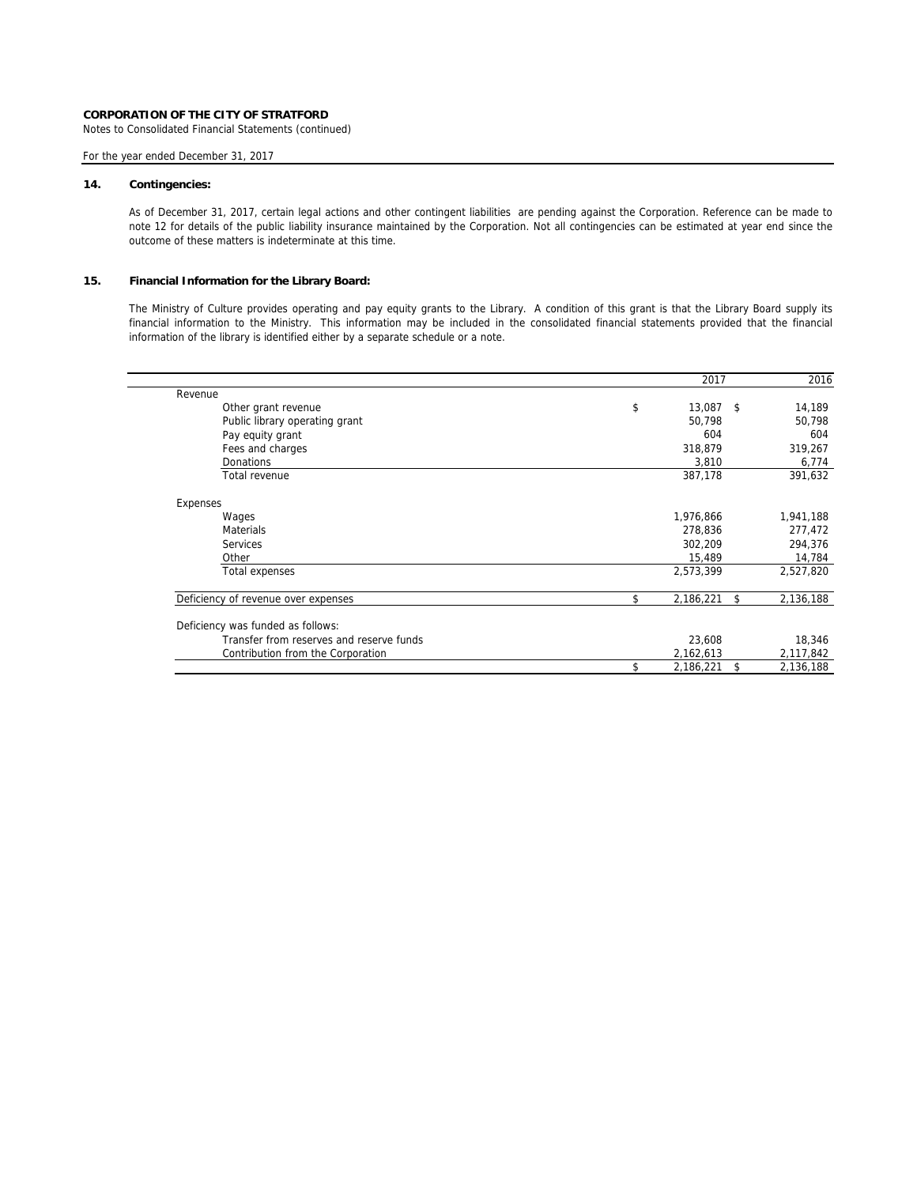**CORPORATION OF THE CITY OF STRATFORD**
Notes to Consolidated Financial Statements (continued)

For the year ended December 31, 2017

## 14. Contingencies:

As of December 31, 2017, certain legal actions and other contingent liabilities are pending against the Corporation. Reference can be made to note 12 for details of the public liability insurance maintained by the Corporation. Not all contingencies can be estimated at year end since the outcome of these matters is indeterminate at this time.

## 15. Financial Information for the Library Board:

The Ministry of Culture provides operating and pay equity grants to the Library. A condition of this grant is that the Library Board supply its financial information to the Ministry. This information may be included in the consolidated financial statements provided that the financial information of the library is identified either by a separate schedule or a note.

| | 2017 | 2016 |
|---|---|---|
| Revenue | | |
| Other grant revenue | $ 13,087 | $ 14,189 |
| Public library operating grant | 50,798 | 50,798 |
| Pay equity grant | 604 | 604 |
| Fees and charges | 318,879 | 319,267 |
| Donations | 3,810 | 6,774 |
| Total revenue | 387,178 | 391,632 |
| Expenses | | |
| Wages | 1,976,866 | 1,941,188 |
| Materials | 278,836 | 277,472 |
| Services | 302,209 | 294,376 |
| Other | 15,489 | 14,784 |
| Total expenses | 2,573,399 | 2,527,820 |
| Deficiency of revenue over expenses | $ 2,186,221 | $ 2,136,188 |
| Deficiency was funded as follows: | | |
| Transfer from reserves and reserve funds | 23,608 | 18,346 |
| Contribution from the Corporation | 2,162,613 | 2,117,842 |
| | $ 2,186,221 | $ 2,136,188 |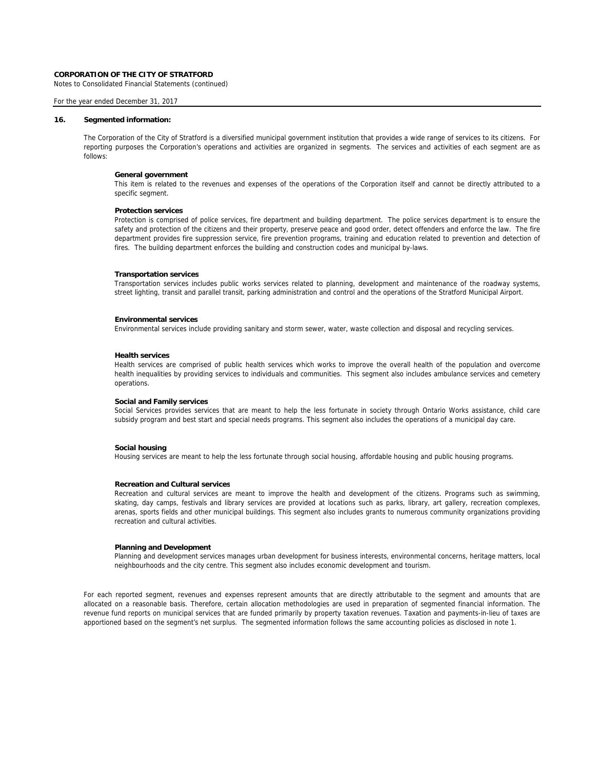**CORPORATION OF THE CITY OF STRATFORD**

Notes to Consolidated Financial Statements (continued)

For the year ended December 31, 2017

## 16. Segmented information:

The Corporation of the City of Stratford is a diversified municipal government institution that provides a wide range of services to its citizens. For reporting purposes the Corporation's operations and activities are organized in segments. The services and activities of each segment are as follows:

**General government**

This item is related to the revenues and expenses of the operations of the Corporation itself and cannot be directly attributed to a specific segment.

**Protection services**

Protection is comprised of police services, fire department and building department. The police services department is to ensure the safety and protection of the citizens and their property, preserve peace and good order, detect offenders and enforce the law. The fire department provides fire suppression service, fire prevention programs, training and education related to prevention and detection of fires. The building department enforces the building and construction codes and municipal by-laws.

**Transportation services**

Transportation services includes public works services related to planning, development and maintenance of the roadway systems, street lighting, transit and parallel transit, parking administration and control and the operations of the Stratford Municipal Airport.

**Environmental services**

Environmental services include providing sanitary and storm sewer, water, waste collection and disposal and recycling services.

**Health services**

Health services are comprised of public health services which works to improve the overall health of the population and overcome health inequalities by providing services to individuals and communities. This segment also includes ambulance services and cemetery operations.

**Social and Family services**

Social Services provides services that are meant to help the less fortunate in society through Ontario Works assistance, child care subsidy program and best start and special needs programs. This segment also includes the operations of a municipal day care.

**Social housing**

Housing services are meant to help the less fortunate through social housing, affordable housing and public housing programs.

**Recreation and Cultural services**

Recreation and cultural services are meant to improve the health and development of the citizens. Programs such as swimming, skating, day camps, festivals and library services are provided at locations such as parks, library, art gallery, recreation complexes, arenas, sports fields and other municipal buildings. This segment also includes grants to numerous community organizations providing recreation and cultural activities.

**Planning and Development**

Planning and development services manages urban development for business interests, environmental concerns, heritage matters, local neighbourhoods and the city centre. This segment also includes economic development and tourism.

For each reported segment, revenues and expenses represent amounts that are directly attributable to the segment and amounts that are allocated on a reasonable basis. Therefore, certain allocation methodologies are used in preparation of segmented financial information. The revenue fund reports on municipal services that are funded primarily by property taxation revenues. Taxation and payments-in-lieu of taxes are apportioned based on the segment's net surplus. The segmented information follows the same accounting policies as disclosed in note 1.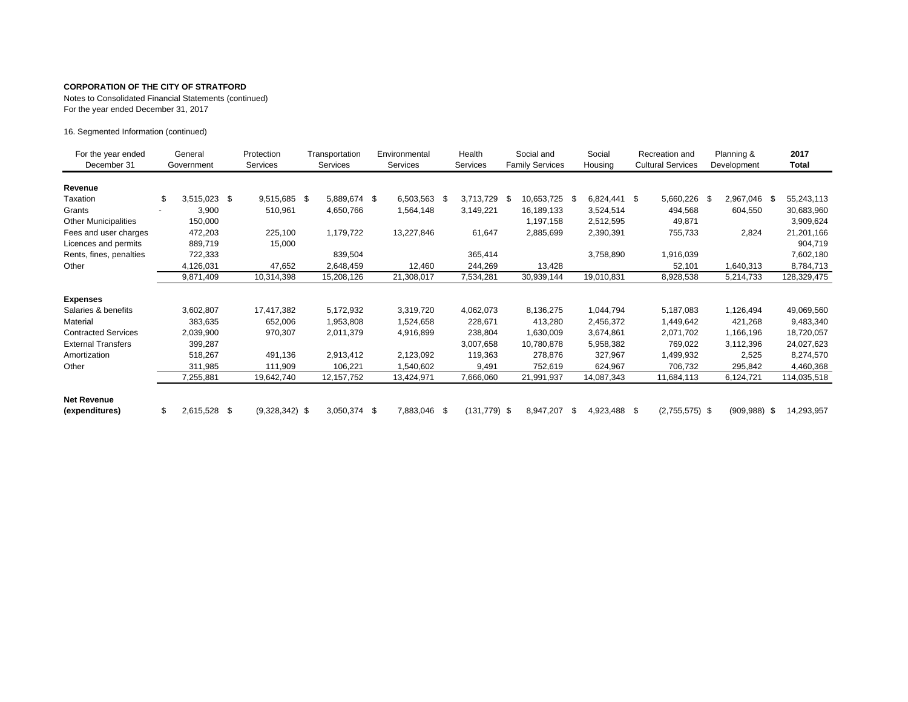**CORPORATION OF THE CITY OF STRATFORD**
Notes to Consolidated Financial Statements (continued)
For the year ended December 31, 2017

16. Segmented Information (continued)

| For the year ended December 31 | General Government | Protection Services | Transportation Services | Environmental Services | Health Services | Social and Family Services | Social Housing | Recreation and Cultural Services | Planning & Development | **2017 Total** |
|---|---|---|---|---|---|---|---|---|---|---|
| **Revenue** | | | | | | | | | | |
| Taxation | $ 3,515,023 | $ 9,515,685 | $ 5,889,674 | $ 6,503,563 | $ 3,713,729 | $ 10,653,725 | $ 6,824,441 | $ 5,660,226 | $ 2,967,046 | $ 55,243,113 |
| Grants | - 3,900 | 510,961 | 4,650,766 | 1,564,148 | 3,149,221 | 16,189,133 | 3,524,514 | 494,568 | 604,550 | 30,683,960 |
| Other Municipalities | 150,000 | | | | | 1,197,158 | 2,512,595 | 49,871 | | 3,909,624 |
| Fees and user charges | 472,203 | 225,100 | 1,179,722 | 13,227,846 | 61,647 | 2,885,699 | 2,390,391 | 755,733 | 2,824 | 21,201,166 |
| Licences and permits | 889,719 | 15,000 | | | | | | | | 904,719 |
| Rents, fines, penalties | 722,333 | | 839,504 | | 365,414 | | 3,758,890 | 1,916,039 | | 7,602,180 |
| Other | 4,126,031 | 47,652 | 2,648,459 | 12,460 | 244,269 | 13,428 | | 52,101 | 1,640,313 | 8,784,713 |
| | 9,871,409 | 10,314,398 | 15,208,126 | 21,308,017 | 7,534,281 | 30,939,144 | 19,010,831 | 8,928,538 | 5,214,733 | 128,329,475 |
| **Expenses** | | | | | | | | | | |
| Salaries & benefits | 3,602,807 | 17,417,382 | 5,172,932 | 3,319,720 | 4,062,073 | 8,136,275 | 1,044,794 | 5,187,083 | 1,126,494 | 49,069,560 |
| Material | 383,635 | 652,006 | 1,953,808 | 1,524,658 | 228,671 | 413,280 | 2,456,372 | 1,449,642 | 421,268 | 9,483,340 |
| Contracted Services | 2,039,900 | 970,307 | 2,011,379 | 4,916,899 | 238,804 | 1,630,009 | 3,674,861 | 2,071,702 | 1,166,196 | 18,720,057 |
| External Transfers | 399,287 | | | | 3,007,658 | 10,780,878 | 5,958,382 | 769,022 | 3,112,396 | 24,027,623 |
| Amortization | 518,267 | 491,136 | 2,913,412 | 2,123,092 | 119,363 | 278,876 | 327,967 | 1,499,932 | 2,525 | 8,274,570 |
| Other | 311,985 | 111,909 | 106,221 | 1,540,602 | 9,491 | 752,619 | 624,967 | 706,732 | 295,842 | 4,460,368 |
| | 7,255,881 | 19,642,740 | 12,157,752 | 13,424,971 | 7,666,060 | 21,991,937 | 14,087,343 | 11,684,113 | 6,124,721 | 114,035,518 |
| **Net Revenue (expenditures)** | $ 2,615,528 | $ (9,328,342) | $ 3,050,374 | $ 7,883,046 | $ (131,779) | $ 8,947,207 | $ 4,923,488 | $ (2,755,575) | $ (909,988) | $ 14,293,957 |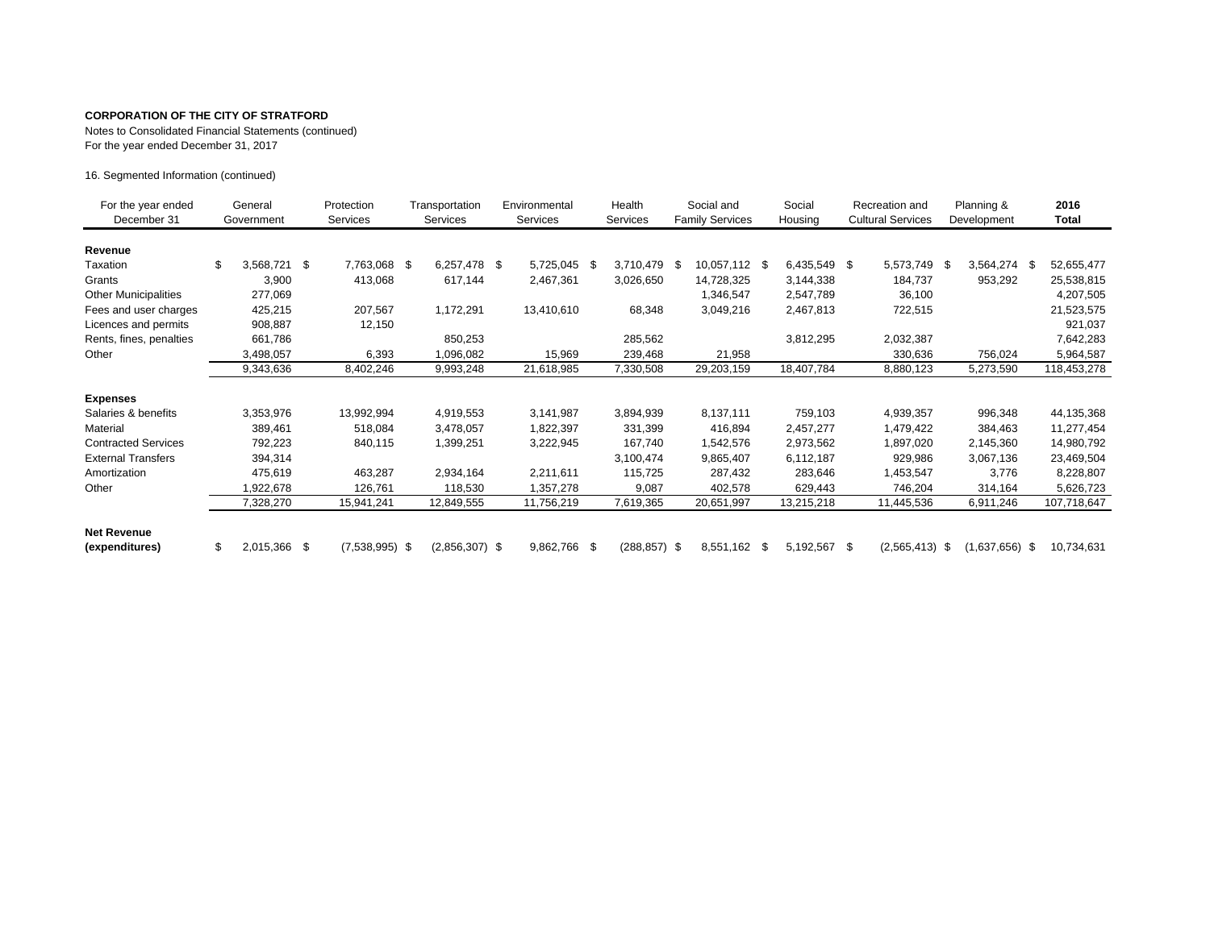**CORPORATION OF THE CITY OF STRATFORD**

Notes to Consolidated Financial Statements (continued)

For the year ended December 31, 2017

16. Segmented Information (continued)

| For the year ended December 31 | General Government | Protection Services | Transportation Services | Environmental Services | Health Services | Social and Family Services | Social Housing | Recreation and Cultural Services | Planning & Development | **2016 Total** |
|---|---|---|---|---|---|---|---|---|---|---|
| **Revenue** | | | | | | | | | | |
| Taxation | $ 3,568,721 | $ 7,763,068 | $ 6,257,478 | $ 5,725,045 | $ 3,710,479 | $ 10,057,112 | $ 6,435,549 | $ 5,573,749 | $ 3,564,274 | $ 52,655,477 |
| Grants | 3,900 | 413,068 | 617,144 | 2,467,361 | 3,026,650 | 14,728,325 | 3,144,338 | 184,737 | 953,292 | 25,538,815 |
| Other Municipalities | 277,069 | | | | | 1,346,547 | 2,547,789 | 36,100 | | 4,207,505 |
| Fees and user charges | 425,215 | 207,567 | 1,172,291 | 13,410,610 | 68,348 | 3,049,216 | 2,467,813 | 722,515 | | 21,523,575 |
| Licences and permits | 908,887 | 12,150 | | | | | | | | 921,037 |
| Rents, fines, penalties | 661,786 | | 850,253 | | 285,562 | | 3,812,295 | 2,032,387 | | 7,642,283 |
| Other | 3,498,057 | 6,393 | 1,096,082 | 15,969 | 239,468 | 21,958 | | 330,636 | 756,024 | 5,964,587 |
| | 9,343,636 | 8,402,246 | 9,993,248 | 21,618,985 | 7,330,508 | 29,203,159 | 18,407,784 | 8,880,123 | 5,273,590 | 118,453,278 |
| **Expenses** | | | | | | | | | | |
| Salaries & benefits | 3,353,976 | 13,992,994 | 4,919,553 | 3,141,987 | 3,894,939 | 8,137,111 | 759,103 | 4,939,357 | 996,348 | 44,135,368 |
| Material | 389,461 | 518,084 | 3,478,057 | 1,822,397 | 331,399 | 416,894 | 2,457,277 | 1,479,422 | 384,463 | 11,277,454 |
| Contracted Services | 792,223 | 840,115 | 1,399,251 | 3,222,945 | 167,740 | 1,542,576 | 2,973,562 | 1,897,020 | 2,145,360 | 14,980,792 |
| External Transfers | 394,314 | | | | 3,100,474 | 9,865,407 | 6,112,187 | 929,986 | 3,067,136 | 23,469,504 |
| Amortization | 475,619 | 463,287 | 2,934,164 | 2,211,611 | 115,725 | 287,432 | 283,646 | 1,453,547 | 3,776 | 8,228,807 |
| Other | 1,922,678 | 126,761 | 118,530 | 1,357,278 | 9,087 | 402,578 | 629,443 | 746,204 | 314,164 | 5,626,723 |
| | 7,328,270 | 15,941,241 | 12,849,555 | 11,756,219 | 7,619,365 | 20,651,997 | 13,215,218 | 11,445,536 | 6,911,246 | 107,718,647 |
| **Net Revenue (expenditures)** | $ 2,015,366 | $ (7,538,995) | $ (2,856,307) | $ 9,862,766 | $ (288,857) | $ 8,551,162 | $ 5,192,567 | $ (2,565,413) | $ (1,637,656) | $ 10,734,631 |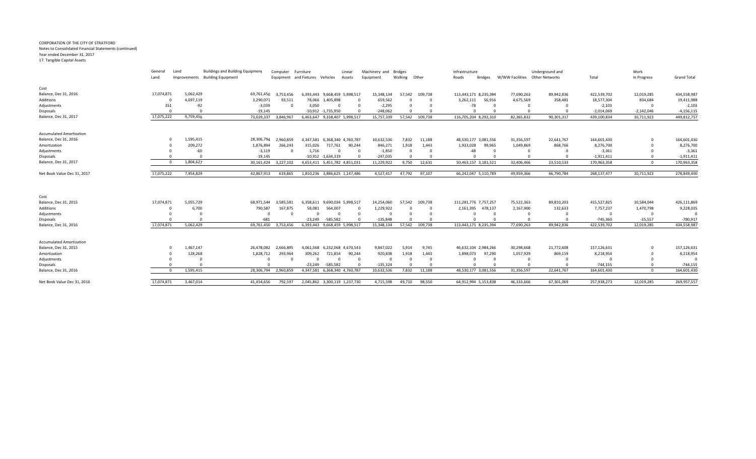CORPORATION OF THE CITY OF STRATFORD
Notes to Consolidated Financial Statements (continued)
Year ended December 31, 2017
17. Tangible Capital Assets

| | General Land | Land Improvements | Buildings and Building Equipment Building Equipment | Computer Equipment | Furniture and Fixtures | Vehicles | Linear Assets | Machinery and Equipment | Bridges Walking | Other | Infrastructure Roads | Bridges | W/WW Facilities | Underground and Other Networks | Total | Work In Progress | Grand Total |
|---|---|---|---|---|---|---|---|---|---|---|---|---|---|---|---|---|---|
| **Cost** | | | | | | | | | | | | | | | | | |
| Balance, Dec 31, 2016 | 17,074,871 | 5,062,429 | 69,761,450 | 3,753,456 | 6,393,443 | 9,668,459 | 5,998,517 | 15,348,134 | 57,542 | 109,738 | 113,443,171 | 8,235,394 | 77,690,263 | 89,942,836 | 422,539,702 | 12,019,285 | 434,558,987 |
| Additions | 0 | 4,697,119 | 3,290,071 | 93,511 | 78,066 | 1,405,898 | 0 | 659,562 | 0 | 0 | 3,262,111 | 56,916 | 4,675,569 | 358,481 | 18,577,304 | 834,684 | 19,411,988 |
| Adjustments | 351 | -92 | -3,039 | 0 | 3,050 | 0 | 0 | -2,295 | 0 | 0 | -78 | 0 | 0 | 0 | -2,103 | 0 | -2,103 |
| Disposals | 0 | 0 | -19,145 | | -10,912 | -1,735,950 | 0 | -248,062 | 0 | 0 | 0 | 0 | 0 | 0 | -2,014,069 | -2,142,046 | -4,156,115 |
| Balance, Dec 31, 2017 | 17,075,222 | 9,759,456 | 73,029,337 | 3,846,967 | 6,463,647 | 9,338,407 | 5,998,517 | 15,757,339 | 57,542 | 109,738 | 116,705,204 | 8,292,310 | 82,365,832 | 90,301,317 | 439,100,834 | 10,711,923 | 449,812,757 |
| **Accumulated Amortization** | | | | | | | | | | | | | | | | | |
| Balance, Dec 31, 2016 | 0 | 1,595,415 | 28,306,794 | 2,960,859 | 4,347,581 | 6,368,340 | 4,760,787 | 10,632,536 | 7,832 | 11,188 | 48,530,177 | 3,081,556 | 31,356,597 | 22,641,767 | 164,601,430 | 0 | 164,601,430 |
| Amortization | 0 | 209,272 | 1,876,894 | 266,243 | 315,026 | 717,761 | 90,244 | 846,271 | 1,918 | 1,443 | 1,933,028 | 99,965 | 1,049,869 | 868,766 | 8,276,700 | 0 | 8,276,700 |
| Adjustments | 0 | -60 | -3,119 | 0 | 1,716 | 0 | 0 | -1,850 | 0 | 0 | -48 | 0 | 0 | 0 | -3,361 | 0 | -3,361 |
| Disposals | 0 | 0 | -19,145 | | -10,912 | -1,634,319 | 0 | -247,035 | 0 | 0 | 0 | 0 | 0 | 0 | -1,911,411 | 0 | -1,911,411 |
| Balance, Dec 31, 2017 | 0 | 1,804,627 | 30,161,424 | 3,227,102 | 4,653,411 | 5,451,782 | 4,851,031 | 11,229,922 | 9,750 | 12,631 | 50,463,157 | 3,181,521 | 32,406,466 | 23,510,533 | 170,963,358 | 0 | 170,963,358 |
| Net Book Value Dec 31, 2017 | 17,075,222 | 7,954,829 | 42,867,913 | 619,865 | 1,810,236 | 3,886,625 | 1,147,486 | 4,527,417 | 47,792 | 97,107 | 66,242,047 | 5,110,789 | 49,959,366 | 66,790,784 | 268,137,477 | 10,711,923 | 278,849,400 |
| **Cost** | | | | | | | | | | | | | | | | | |
| Balance, Dec 31, 2015 | 17,074,871 | 5,055,729 | 68,971,544 | 3,585,581 | 6,358,611 | 9,690,034 | 5,998,517 | 14,254,060 | 57,542 | 109,738 | 111,281,776 | 7,757,257 | 75,522,363 | 89,810,203 | 415,527,825 | 10,584,044 | 426,111,869 |
| Additions | 0 | 6,700 | 790,587 | 167,875 | 58,081 | 564,007 | 0 | 1,229,922 | 0 | 0 | 2,161,395 | 478,137 | 2,167,900 | 132,633 | 7,757,237 | 1,470,798 | 9,228,035 |
| Adjustments | 0 | 0 | 0 | 0 | 0 | 0 | 0 | 0 | 0 | 0 | 0 | 0 | 0 | 0 | 0 | 0 | 0 |
| Disposals | 0 | 0 | -681 | | -23,249 | -585,582 | 0 | -135,848 | 0 | 0 | 0 | 0 | 0 | 0 | -745,360 | -35,557 | -780,917 |
| Balance, Dec 31, 2016 | 17,074,871 | 5,062,429 | 69,761,450 | 3,753,456 | 6,393,443 | 9,668,459 | 5,998,517 | 15,348,134 | 57,542 | 109,738 | 113,443,171 | 8,235,394 | 77,690,263 | 89,942,836 | 422,539,702 | 12,019,285 | 434,558,987 |
| **Accumulated Amortization** | | | | | | | | | | | | | | | | | |
| Balance, Dec 31, 2015 | 0 | 1,467,147 | 26,478,082 | 2,666,895 | 4,061,568 | 6,232,068 | 4,670,543 | 9,847,022 | 5,914 | 9,745 | 46,632,104 | 2,984,266 | 30,298,668 | 21,772,608 | 157,126,631 | 0 | 157,126,631 |
| Amortization | 0 | 128,268 | 1,828,712 | 293,964 | 309,262 | 721,854 | 90,244 | 920,838 | 1,918 | 1,443 | 1,898,073 | 97,290 | 1,057,929 | 869,159 | 8,218,954 | 0 | 8,218,954 |
| Adjustments | 0 | 0 | 0 | 0 | 0 | 0 | 0 | 0 | 0 | 0 | 0 | 0 | 0 | 0 | 0 | 0 | 0 |
| Disposals | 0 | 0 | 0 | | -23,249 | -585,582 | 0 | -135,324 | 0 | 0 | 0 | 0 | 0 | 0 | -744,155 | 0 | -744,155 |
| Balance, Dec 31, 2016 | 0 | 1,595,415 | 28,306,794 | 2,960,859 | 4,347,581 | 6,368,340 | 4,760,787 | 10,632,536 | 7,832 | 11,188 | 48,530,177 | 3,081,556 | 31,356,597 | 22,641,767 | 164,601,430 | 0 | 164,601,430 |
| Net Book Value Dec 31, 2016 | 17,074,871 | 3,467,014 | 41,454,656 | 792,597 | 2,045,862 | 3,300,119 | 1,237,730 | 4,715,598 | 49,710 | 98,550 | 64,912,994 | 5,153,838 | 46,333,666 | 67,301,069 | 257,938,273 | 12,019,285 | 269,957,557 |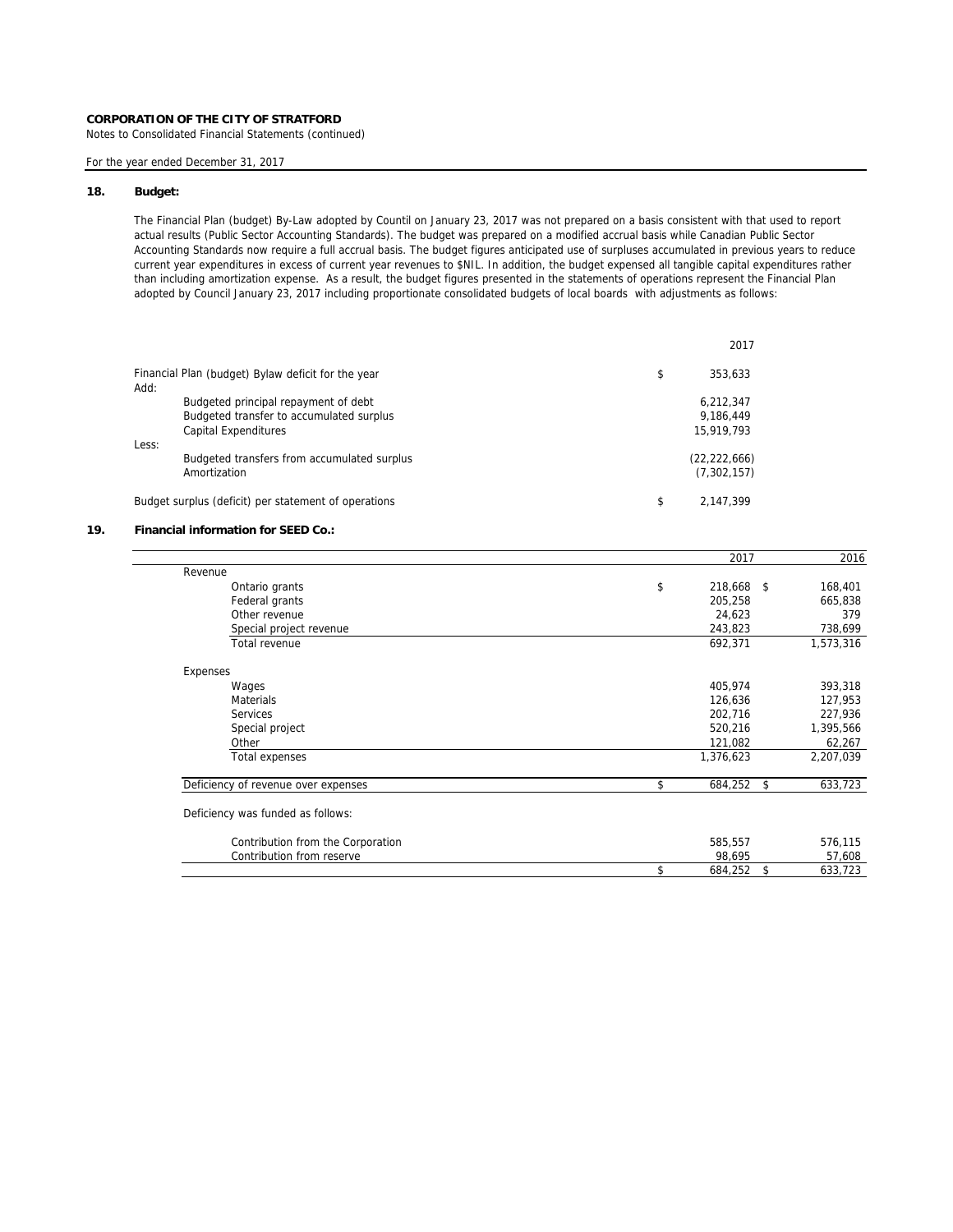**CORPORATION OF THE CITY OF STRATFORD**
Notes to Consolidated Financial Statements (continued)

For the year ended December 31, 2017

## 18. Budget:

The Financial Plan (budget) By-Law adopted by Countil on January 23, 2017 was not prepared on a basis consistent with that used to report actual results (Public Sector Accounting Standards). The budget was prepared on a modified accrual basis while Canadian Public Sector Accounting Standards now require a full accrual basis. The budget figures anticipated use of surpluses accumulated in previous years to reduce current year expenditures in excess of current year revenues to $NIL. In addition, the budget expensed all tangible capital expenditures rather than including amortization expense. As a result, the budget figures presented in the statements of operations represent the Financial Plan adopted by Council January 23, 2017 including proportionate consolidated budgets of local boards with adjustments as follows:

| | | 2017 |
|---|---|---|
| Financial Plan (budget) Bylaw deficit for the year | $ | 353,633 |
| Add: | | |
| Budgeted principal repayment of debt | | 6,212,347 |
| Budgeted transfer to accumulated surplus | | 9,186,449 |
| Capital Expenditures | | 15,919,793 |
| Less: | | |
| Budgeted transfers from accumulated surplus | | (22,222,666) |
| Amortization | | (7,302,157) |
| Budget surplus (deficit) per statement of operations | $ | 2,147,399 |

## 19. Financial information for SEED Co.:

| | | 2017 | | 2016 |
|---|---|---|---|---|
| Revenue | | | | |
| Ontario grants | $ | 218,668 | $ | 168,401 |
| Federal grants | | 205,258 | | 665,838 |
| Other revenue | | 24,623 | | 379 |
| Special project revenue | | 243,823 | | 738,699 |
| Total revenue | | 692,371 | | 1,573,316 |
| Expenses | | | | |
| Wages | | 405,974 | | 393,318 |
| Materials | | 126,636 | | 127,953 |
| Services | | 202,716 | | 227,936 |
| Special project | | 520,216 | | 1,395,566 |
| Other | | 121,082 | | 62,267 |
| Total expenses | | 1,376,623 | | 2,207,039 |
| Deficiency of revenue over expenses | $ | 684,252 | $ | 633,723 |
| Deficiency was funded as follows: | | | | |
| Contribution from the Corporation | | 585,557 | | 576,115 |
| Contribution from reserve | | 98,695 | | 57,608 |
| | $ | 684,252 | $ | 633,723 |